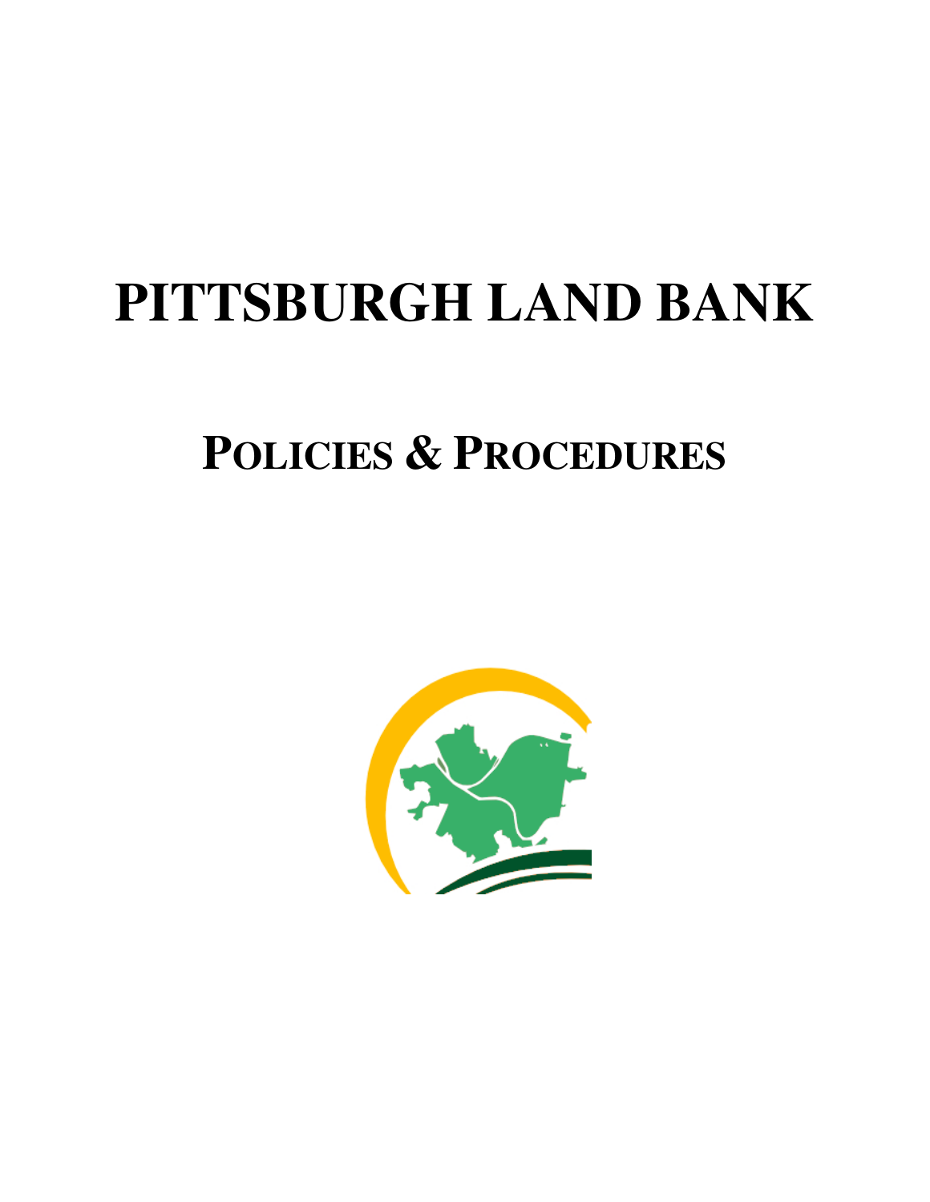# PITTSBURGH LAND BANK

## POLICIES & PROCEDURES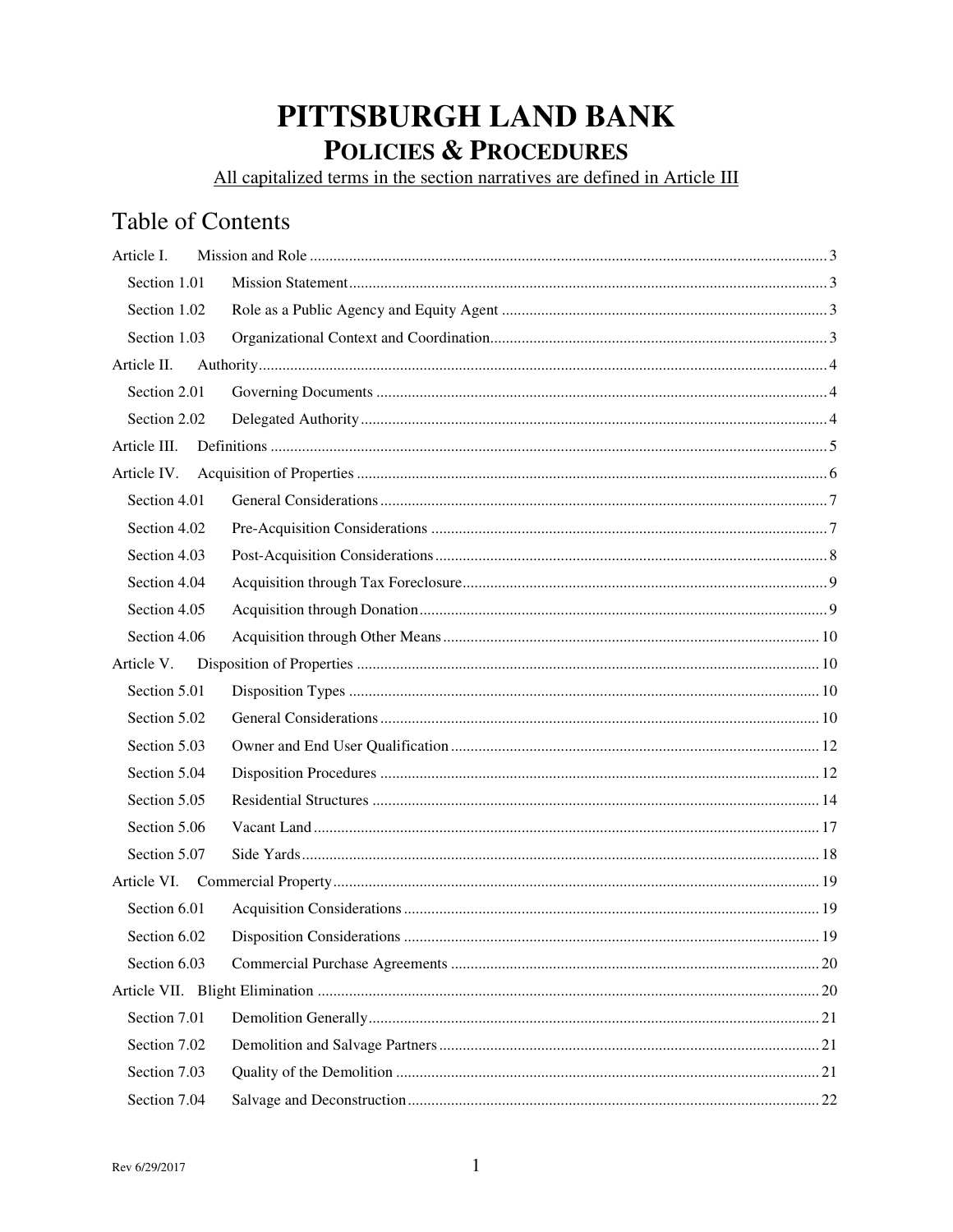# PITTSBURGH LAND BANK

## POLICIES & PROCEDURES

<u>All capitalized terms in the section narratives are defined in Article III</u>

## Table of Contents

Article I. Mission and Role ..... 3

- Section 1.01 Mission Statement ..... 3
- Section 1.02 Role as a Public Agency and Equity Agent ..... 3
- Section 1.03 Organizational Context and Coordination ..... 3

Article II. Authority ..... 4

- Section 2.01 Governing Documents ..... 4
- Section 2.02 Delegated Authority ..... 4

Article III. Definitions ..... 5

Article IV. Acquisition of Properties ..... 6

- Section 4.01 General Considerations ..... 7
- Section 4.02 Pre-Acquisition Considerations ..... 7
- Section 4.03 Post-Acquisition Considerations ..... 8
- Section 4.04 Acquisition through Tax Foreclosure ..... 9
- Section 4.05 Acquisition through Donation ..... 9
- Section 4.06 Acquisition through Other Means ..... 10

Article V. Disposition of Properties ..... 10

- Section 5.01 Disposition Types ..... 10
- Section 5.02 General Considerations ..... 10
- Section 5.03 Owner and End User Qualification ..... 12
- Section 5.04 Disposition Procedures ..... 12
- Section 5.05 Residential Structures ..... 14
- Section 5.06 Vacant Land ..... 17
- Section 5.07 Side Yards ..... 18

Article VI. Commercial Property ..... 19

- Section 6.01 Acquisition Considerations ..... 19
- Section 6.02 Disposition Considerations ..... 19
- Section 6.03 Commercial Purchase Agreements ..... 20

Article VII. Blight Elimination ..... 20

- Section 7.01 Demolition Generally ..... 21
- Section 7.02 Demolition and Salvage Partners ..... 21
- Section 7.03 Quality of the Demolition ..... 21
- Section 7.04 Salvage and Deconstruction ..... 22

Rev 6/29/2017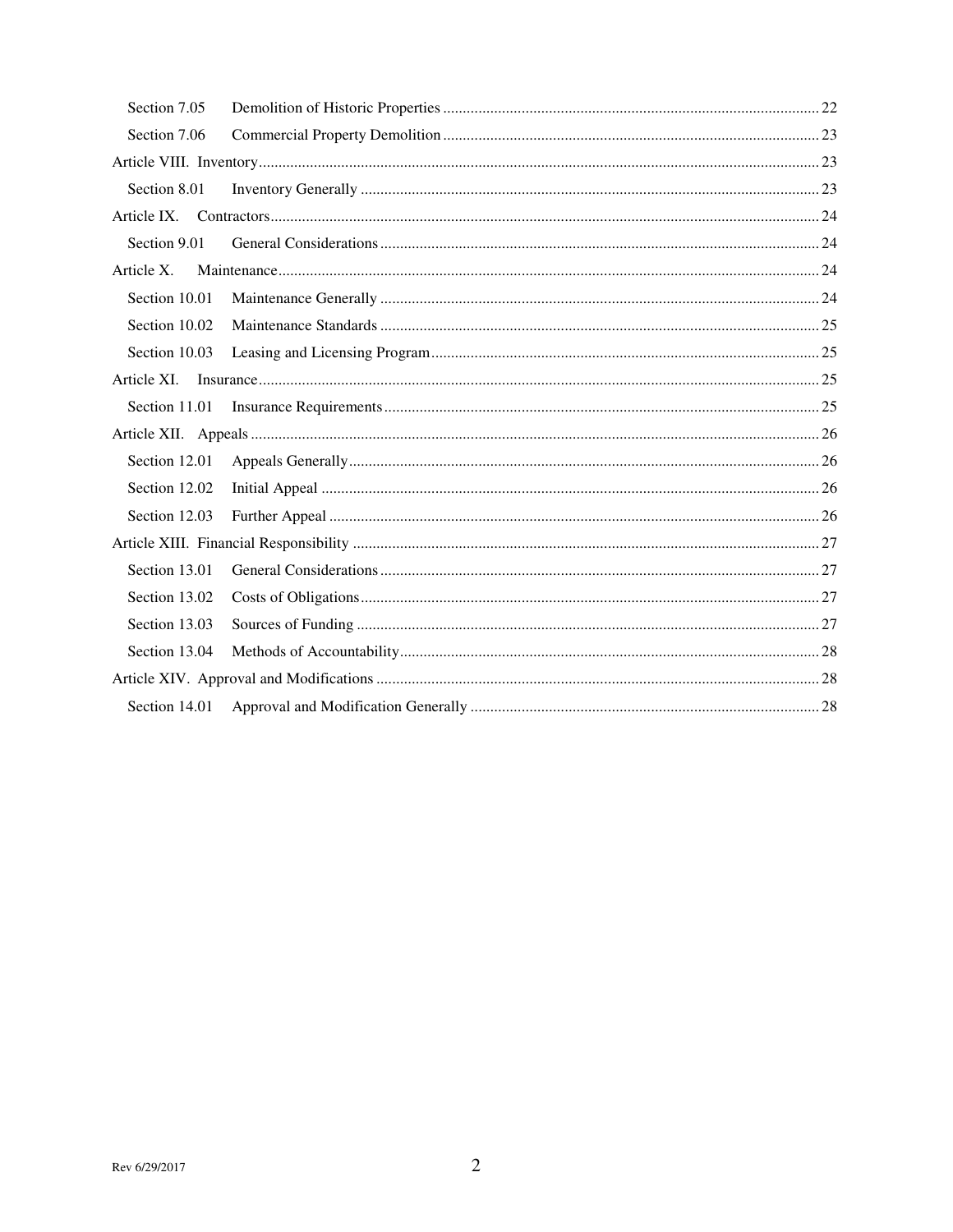Section 7.05 Demolition of Historic Properties ........ 22

Section 7.06 Commercial Property Demolition ........ 23

Article VIII. Inventory ........ 23

Section 8.01 Inventory Generally ........ 23

Article IX. Contractors ........ 24

Section 9.01 General Considerations ........ 24

Article X. Maintenance ........ 24

Section 10.01 Maintenance Generally ........ 24

Section 10.02 Maintenance Standards ........ 25

Section 10.03 Leasing and Licensing Program ........ 25

Article XI. Insurance ........ 25

Section 11.01 Insurance Requirements ........ 25

Article XII. Appeals ........ 26

Section 12.01 Appeals Generally ........ 26

Section 12.02 Initial Appeal ........ 26

Section 12.03 Further Appeal ........ 26

Article XIII. Financial Responsibility ........ 27

Section 13.01 General Considerations ........ 27

Section 13.02 Costs of Obligations ........ 27

Section 13.03 Sources of Funding ........ 27

Section 13.04 Methods of Accountability ........ 28

Article XIV. Approval and Modifications ........ 28

Section 14.01 Approval and Modification Generally ........ 28

Rev 6/29/2017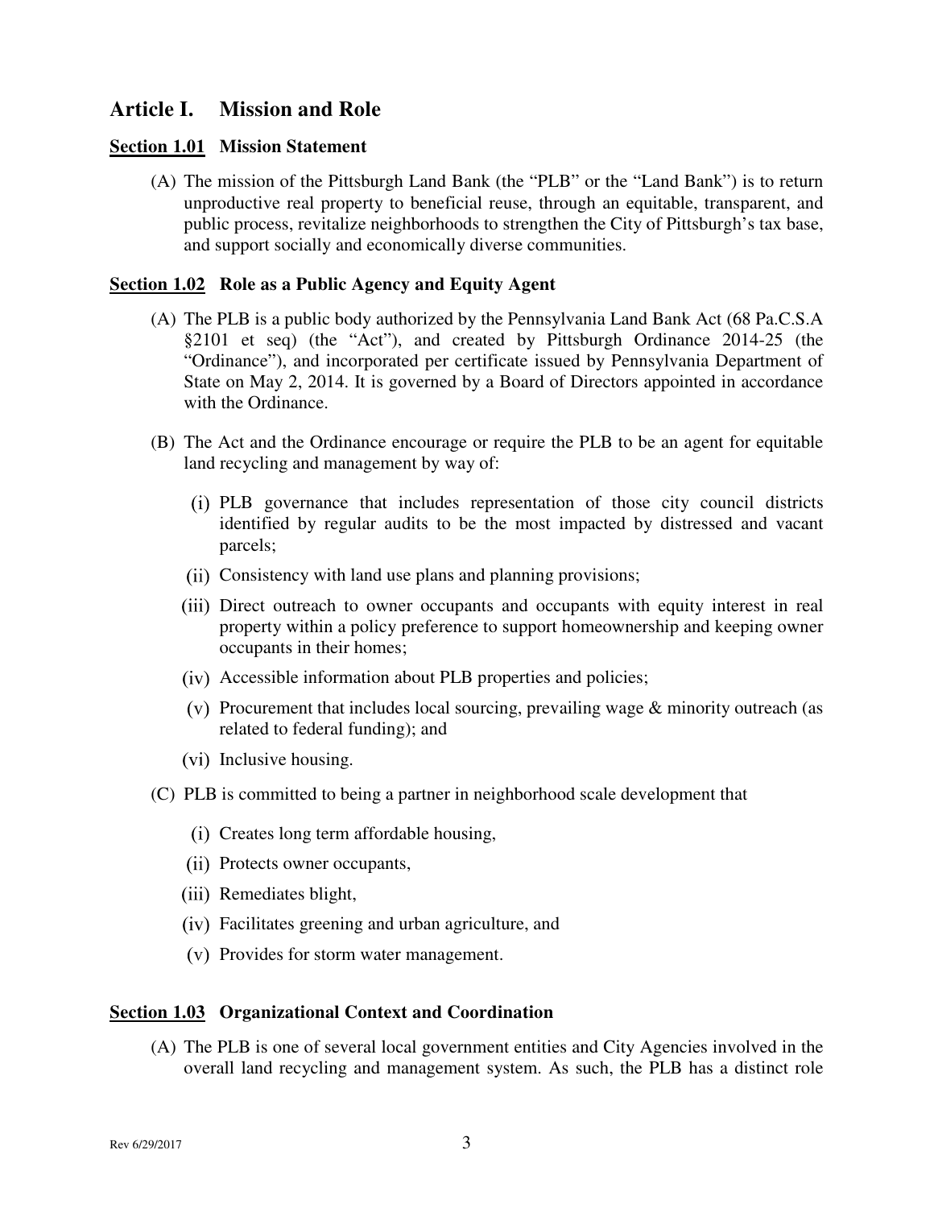## Article I. Mission and Role

### Section 1.01 Mission Statement

(A) The mission of the Pittsburgh Land Bank (the "PLB" or the "Land Bank") is to return unproductive real property to beneficial reuse, through an equitable, transparent, and public process, revitalize neighborhoods to strengthen the City of Pittsburgh's tax base, and support socially and economically diverse communities.

### Section 1.02 Role as a Public Agency and Equity Agent

(A) The PLB is a public body authorized by the Pennsylvania Land Bank Act (68 Pa.C.S.A §2101 et seq) (the "Act"), and created by Pittsburgh Ordinance 2014-25 (the "Ordinance"), and incorporated per certificate issued by Pennsylvania Department of State on May 2, 2014. It is governed by a Board of Directors appointed in accordance with the Ordinance.

(B) The Act and the Ordinance encourage or require the PLB to be an agent for equitable land recycling and management by way of:

(i) PLB governance that includes representation of those city council districts identified by regular audits to be the most impacted by distressed and vacant parcels;

(ii) Consistency with land use plans and planning provisions;

(iii) Direct outreach to owner occupants and occupants with equity interest in real property within a policy preference to support homeownership and keeping owner occupants in their homes;

(iv) Accessible information about PLB properties and policies;

(v) Procurement that includes local sourcing, prevailing wage & minority outreach (as related to federal funding); and

(vi) Inclusive housing.

(C) PLB is committed to being a partner in neighborhood scale development that

(i) Creates long term affordable housing,

(ii) Protects owner occupants,

(iii) Remediates blight,

(iv) Facilitates greening and urban agriculture, and

(v) Provides for storm water management.

### Section 1.03 Organizational Context and Coordination

(A) The PLB is one of several local government entities and City Agencies involved in the overall land recycling and management system. As such, the PLB has a distinct role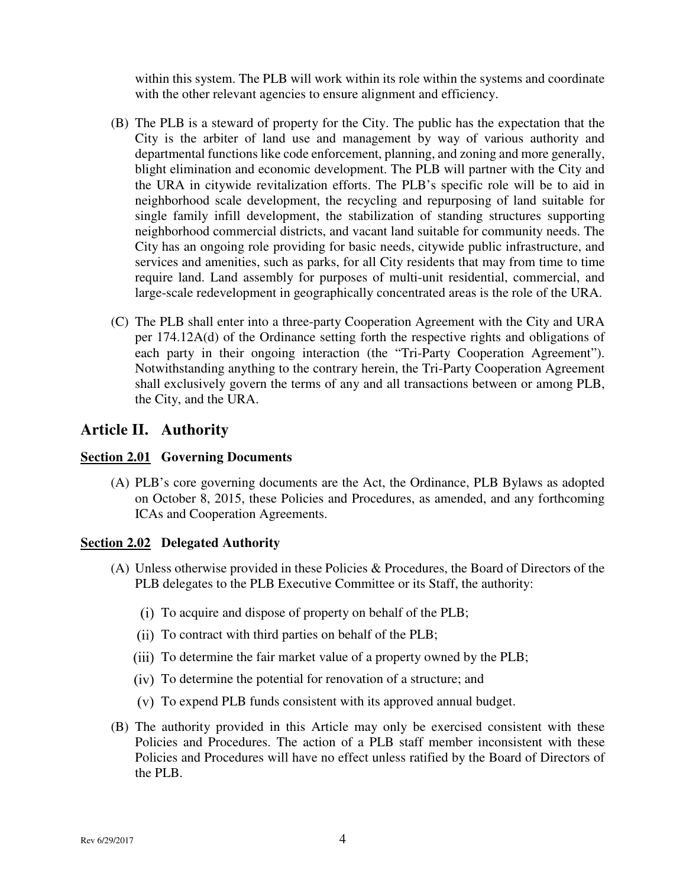within this system. The PLB will work within its role within the systems and coordinate with the other relevant agencies to ensure alignment and efficiency.

(B) The PLB is a steward of property for the City. The public has the expectation that the City is the arbiter of land use and management by way of various authority and departmental functions like code enforcement, planning, and zoning and more generally, blight elimination and economic development. The PLB will partner with the City and the URA in citywide revitalization efforts. The PLB's specific role will be to aid in neighborhood scale development, the recycling and repurposing of land suitable for single family infill development, the stabilization of standing structures supporting neighborhood commercial districts, and vacant land suitable for community needs. The City has an ongoing role providing for basic needs, citywide public infrastructure, and services and amenities, such as parks, for all City residents that may from time to time require land. Land assembly for purposes of multi-unit residential, commercial, and large-scale redevelopment in geographically concentrated areas is the role of the URA.

(C) The PLB shall enter into a three-party Cooperation Agreement with the City and URA per 174.12A(d) of the Ordinance setting forth the respective rights and obligations of each party in their ongoing interaction (the "Tri-Party Cooperation Agreement"). Notwithstanding anything to the contrary herein, the Tri-Party Cooperation Agreement shall exclusively govern the terms of any and all transactions between or among PLB, the City, and the URA.

## Article II. Authority

### Section 2.01 Governing Documents

(A) PLB's core governing documents are the Act, the Ordinance, PLB Bylaws as adopted on October 8, 2015, these Policies and Procedures, as amended, and any forthcoming ICAs and Cooperation Agreements.

### Section 2.02 Delegated Authority

(A) Unless otherwise provided in these Policies & Procedures, the Board of Directors of the PLB delegates to the PLB Executive Committee or its Staff, the authority:

- (i) To acquire and dispose of property on behalf of the PLB;
- (ii) To contract with third parties on behalf of the PLB;
- (iii) To determine the fair market value of a property owned by the PLB;
- (iv) To determine the potential for renovation of a structure; and
- (v) To expend PLB funds consistent with its approved annual budget.

(B) The authority provided in this Article may only be exercised consistent with these Policies and Procedures. The action of a PLB staff member inconsistent with these Policies and Procedures will have no effect unless ratified by the Board of Directors of the PLB.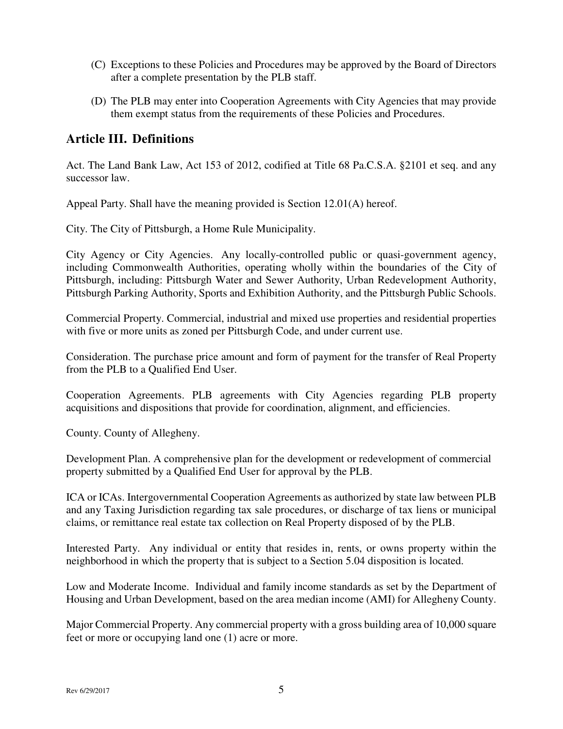(C) Exceptions to these Policies and Procedures may be approved by the Board of Directors after a complete presentation by the PLB staff.

(D) The PLB may enter into Cooperation Agreements with City Agencies that may provide them exempt status from the requirements of these Policies and Procedures.

## Article III. Definitions

Act. The Land Bank Law, Act 153 of 2012, codified at Title 68 Pa.C.S.A. §2101 et seq. and any successor law.

Appeal Party. Shall have the meaning provided is Section 12.01(A) hereof.

City. The City of Pittsburgh, a Home Rule Municipality.

City Agency or City Agencies. Any locally-controlled public or quasi-government agency, including Commonwealth Authorities, operating wholly within the boundaries of the City of Pittsburgh, including: Pittsburgh Water and Sewer Authority, Urban Redevelopment Authority, Pittsburgh Parking Authority, Sports and Exhibition Authority, and the Pittsburgh Public Schools.

Commercial Property. Commercial, industrial and mixed use properties and residential properties with five or more units as zoned per Pittsburgh Code, and under current use.

Consideration. The purchase price amount and form of payment for the transfer of Real Property from the PLB to a Qualified End User.

Cooperation Agreements. PLB agreements with City Agencies regarding PLB property acquisitions and dispositions that provide for coordination, alignment, and efficiencies.

County. County of Allegheny.

Development Plan. A comprehensive plan for the development or redevelopment of commercial property submitted by a Qualified End User for approval by the PLB.

ICA or ICAs. Intergovernmental Cooperation Agreements as authorized by state law between PLB and any Taxing Jurisdiction regarding tax sale procedures, or discharge of tax liens or municipal claims, or remittance real estate tax collection on Real Property disposed of by the PLB.

Interested Party. Any individual or entity that resides in, rents, or owns property within the neighborhood in which the property that is subject to a Section 5.04 disposition is located.

Low and Moderate Income. Individual and family income standards as set by the Department of Housing and Urban Development, based on the area median income (AMI) for Allegheny County.

Major Commercial Property. Any commercial property with a gross building area of 10,000 square feet or more or occupying land one (1) acre or more.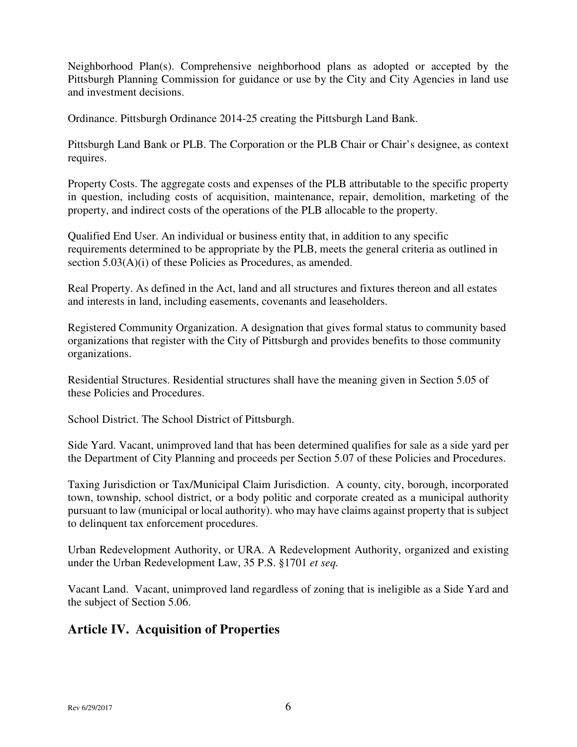Neighborhood Plan(s). Comprehensive neighborhood plans as adopted or accepted by the Pittsburgh Planning Commission for guidance or use by the City and City Agencies in land use and investment decisions.

Ordinance. Pittsburgh Ordinance 2014-25 creating the Pittsburgh Land Bank.

Pittsburgh Land Bank or PLB. The Corporation or the PLB Chair or Chair's designee, as context requires.

Property Costs. The aggregate costs and expenses of the PLB attributable to the specific property in question, including costs of acquisition, maintenance, repair, demolition, marketing of the property, and indirect costs of the operations of the PLB allocable to the property.

Qualified End User. An individual or business entity that, in addition to any specific requirements determined to be appropriate by the PLB, meets the general criteria as outlined in section 5.03(A)(i) of these Policies as Procedures, as amended.

Real Property. As defined in the Act, land and all structures and fixtures thereon and all estates and interests in land, including easements, covenants and leaseholders.

Registered Community Organization. A designation that gives formal status to community based organizations that register with the City of Pittsburgh and provides benefits to those community organizations.

Residential Structures. Residential structures shall have the meaning given in Section 5.05 of these Policies and Procedures.

School District. The School District of Pittsburgh.

Side Yard. Vacant, unimproved land that has been determined qualifies for sale as a side yard per the Department of City Planning and proceeds per Section 5.07 of these Policies and Procedures.

Taxing Jurisdiction or Tax/Municipal Claim Jurisdiction. A county, city, borough, incorporated town, township, school district, or a body politic and corporate created as a municipal authority pursuant to law (municipal or local authority). who may have claims against property that is subject to delinquent tax enforcement procedures.

Urban Redevelopment Authority, or URA. A Redevelopment Authority, organized and existing under the Urban Redevelopment Law, 35 P.S. §1701 *et seq.*

Vacant Land. Vacant, unimproved land regardless of zoning that is ineligible as a Side Yard and the subject of Section 5.06.

## Article IV. Acquisition of Properties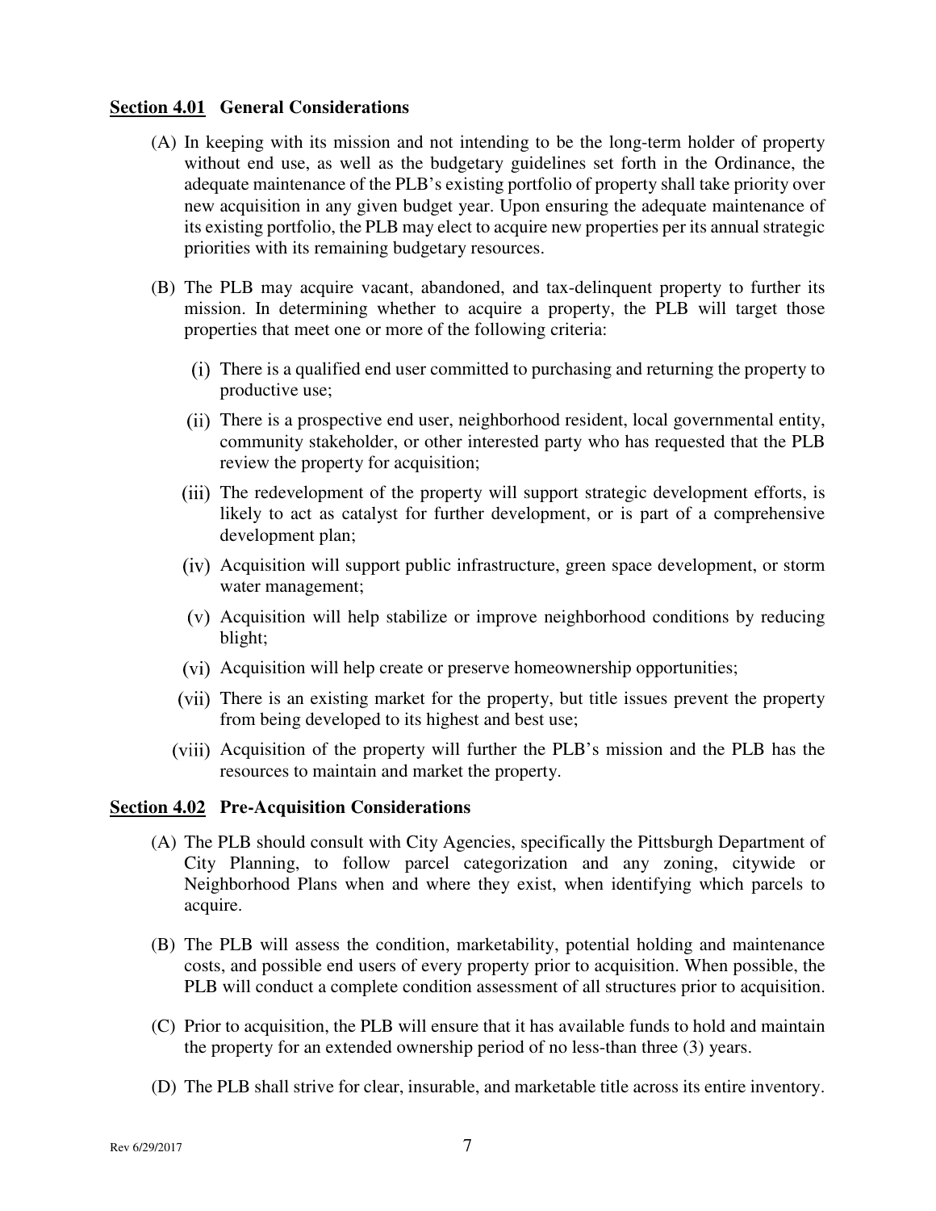### **Section 4.01** General Considerations

(A) In keeping with its mission and not intending to be the long-term holder of property without end use, as well as the budgetary guidelines set forth in the Ordinance, the adequate maintenance of the PLB's existing portfolio of property shall take priority over new acquisition in any given budget year. Upon ensuring the adequate maintenance of its existing portfolio, the PLB may elect to acquire new properties per its annual strategic priorities with its remaining budgetary resources.

(B) The PLB may acquire vacant, abandoned, and tax-delinquent property to further its mission. In determining whether to acquire a property, the PLB will target those properties that meet one or more of the following criteria:

(i) There is a qualified end user committed to purchasing and returning the property to productive use;

(ii) There is a prospective end user, neighborhood resident, local governmental entity, community stakeholder, or other interested party who has requested that the PLB review the property for acquisition;

(iii) The redevelopment of the property will support strategic development efforts, is likely to act as catalyst for further development, or is part of a comprehensive development plan;

(iv) Acquisition will support public infrastructure, green space development, or storm water management;

(v) Acquisition will help stabilize or improve neighborhood conditions by reducing blight;

(vi) Acquisition will help create or preserve homeownership opportunities;

(vii) There is an existing market for the property, but title issues prevent the property from being developed to its highest and best use;

(viii) Acquisition of the property will further the PLB's mission and the PLB has the resources to maintain and market the property.

### **Section 4.02** Pre-Acquisition Considerations

(A) The PLB should consult with City Agencies, specifically the Pittsburgh Department of City Planning, to follow parcel categorization and any zoning, citywide or Neighborhood Plans when and where they exist, when identifying which parcels to acquire.

(B) The PLB will assess the condition, marketability, potential holding and maintenance costs, and possible end users of every property prior to acquisition. When possible, the PLB will conduct a complete condition assessment of all structures prior to acquisition.

(C) Prior to acquisition, the PLB will ensure that it has available funds to hold and maintain the property for an extended ownership period of no less-than three (3) years.

(D) The PLB shall strive for clear, insurable, and marketable title across its entire inventory.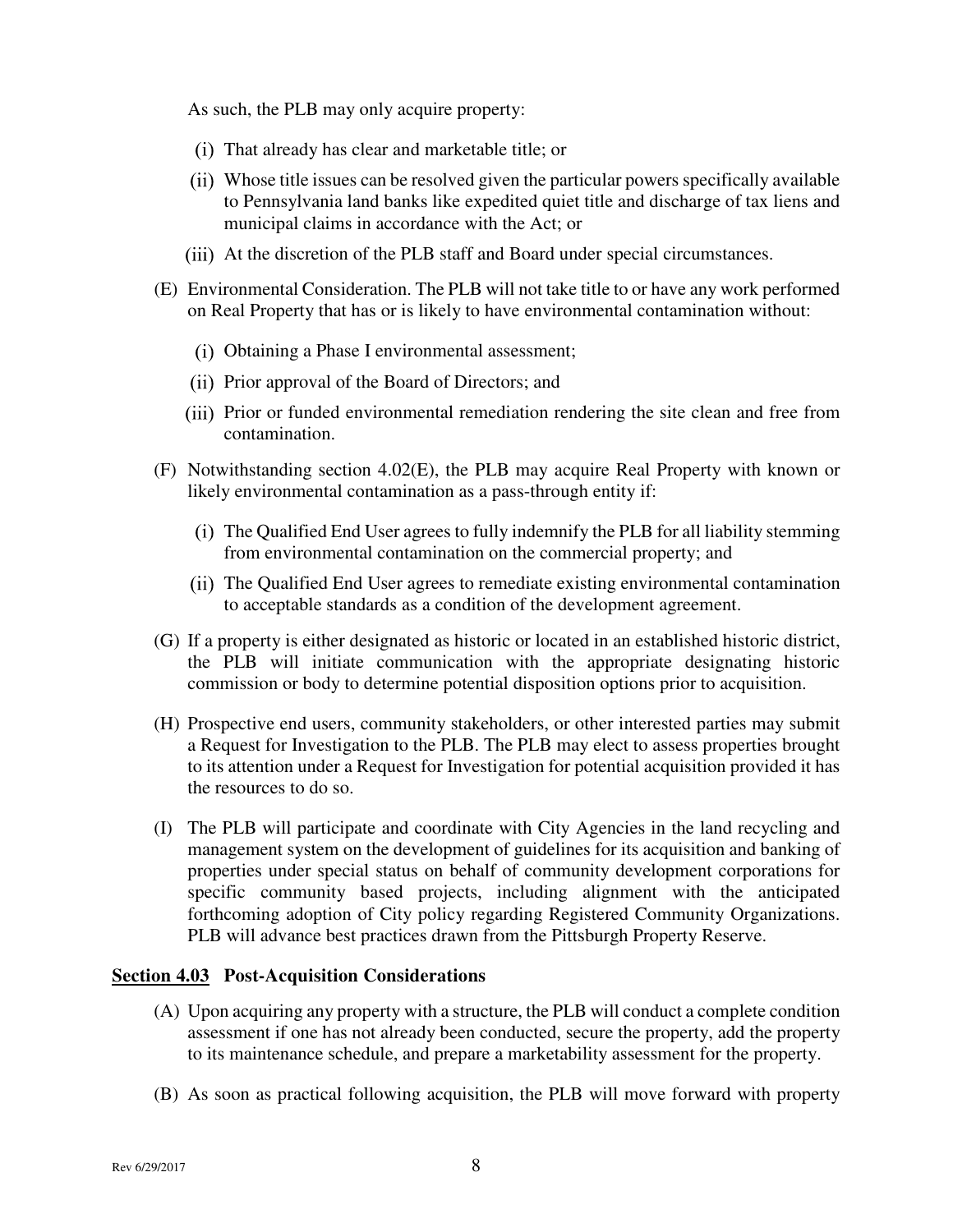As such, the PLB may only acquire property:

(i) That already has clear and marketable title; or

(ii) Whose title issues can be resolved given the particular powers specifically available to Pennsylvania land banks like expedited quiet title and discharge of tax liens and municipal claims in accordance with the Act; or

(iii) At the discretion of the PLB staff and Board under special circumstances.

(E) Environmental Consideration. The PLB will not take title to or have any work performed on Real Property that has or is likely to have environmental contamination without:

(i) Obtaining a Phase I environmental assessment;

(ii) Prior approval of the Board of Directors; and

(iii) Prior or funded environmental remediation rendering the site clean and free from contamination.

(F) Notwithstanding section 4.02(E), the PLB may acquire Real Property with known or likely environmental contamination as a pass-through entity if:

(i) The Qualified End User agrees to fully indemnify the PLB for all liability stemming from environmental contamination on the commercial property; and

(ii) The Qualified End User agrees to remediate existing environmental contamination to acceptable standards as a condition of the development agreement.

(G) If a property is either designated as historic or located in an established historic district, the PLB will initiate communication with the appropriate designating historic commission or body to determine potential disposition options prior to acquisition.

(H) Prospective end users, community stakeholders, or other interested parties may submit a Request for Investigation to the PLB. The PLB may elect to assess properties brought to its attention under a Request for Investigation for potential acquisition provided it has the resources to do so.

(I) The PLB will participate and coordinate with City Agencies in the land recycling and management system on the development of guidelines for its acquisition and banking of properties under special status on behalf of community development corporations for specific community based projects, including alignment with the anticipated forthcoming adoption of City policy regarding Registered Community Organizations. PLB will advance best practices drawn from the Pittsburgh Property Reserve.

**Section 4.03 Post-Acquisition Considerations**

(A) Upon acquiring any property with a structure, the PLB will conduct a complete condition assessment if one has not already been conducted, secure the property, add the property to its maintenance schedule, and prepare a marketability assessment for the property.

(B) As soon as practical following acquisition, the PLB will move forward with property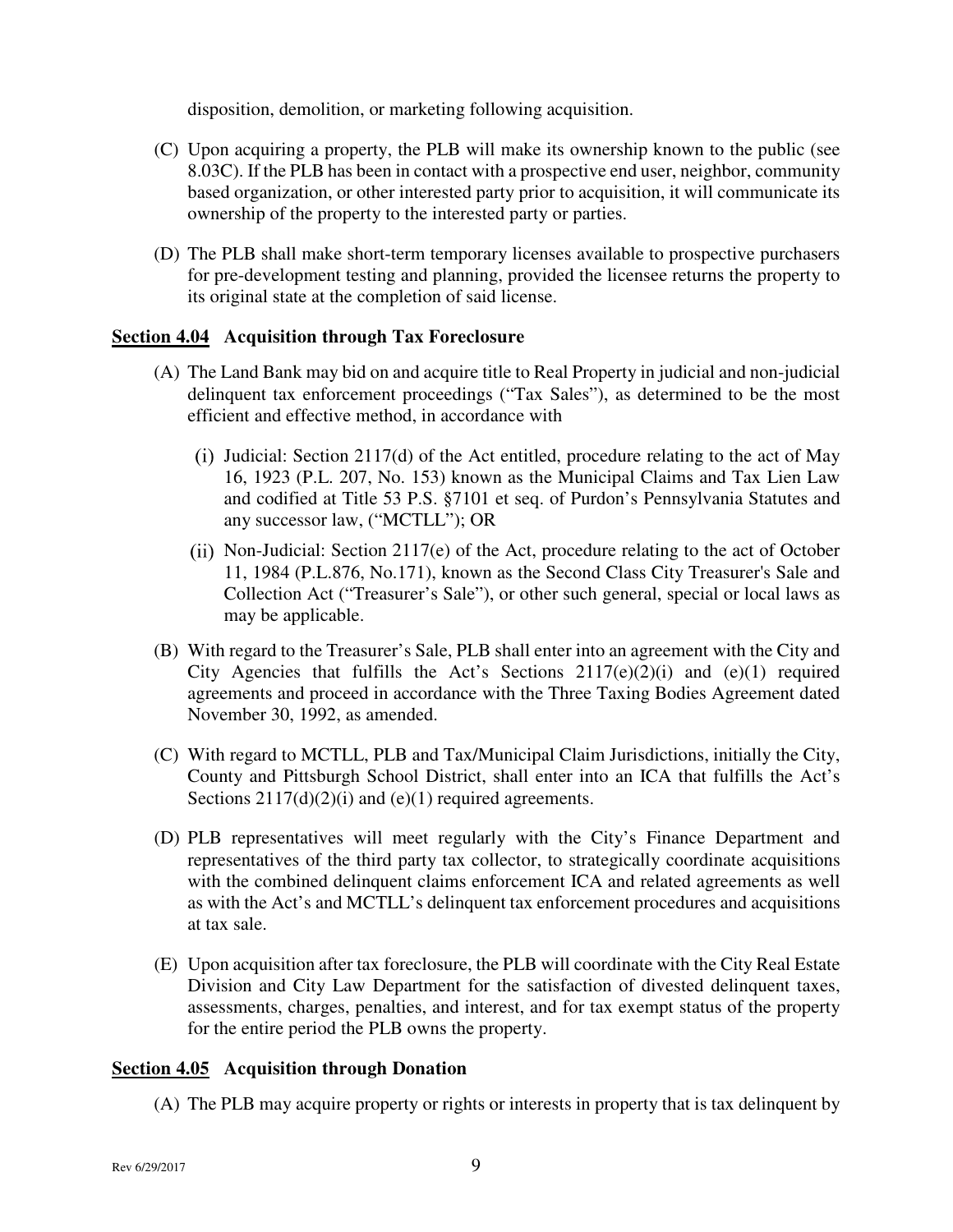disposition, demolition, or marketing following acquisition.

(C) Upon acquiring a property, the PLB will make its ownership known to the public (see 8.03C). If the PLB has been in contact with a prospective end user, neighbor, community based organization, or other interested party prior to acquisition, it will communicate its ownership of the property to the interested party or parties.

(D) The PLB shall make short-term temporary licenses available to prospective purchasers for pre-development testing and planning, provided the licensee returns the property to its original state at the completion of said license.

**Section 4.04 Acquisition through Tax Foreclosure**

(A) The Land Bank may bid on and acquire title to Real Property in judicial and non-judicial delinquent tax enforcement proceedings ("Tax Sales"), as determined to be the most efficient and effective method, in accordance with

(i) Judicial: Section 2117(d) of the Act entitled, procedure relating to the act of May 16, 1923 (P.L. 207, No. 153) known as the Municipal Claims and Tax Lien Law and codified at Title 53 P.S. §7101 et seq. of Purdon's Pennsylvania Statutes and any successor law, ("MCTLL"); OR

(ii) Non-Judicial: Section 2117(e) of the Act, procedure relating to the act of October 11, 1984 (P.L.876, No.171), known as the Second Class City Treasurer's Sale and Collection Act ("Treasurer's Sale"), or other such general, special or local laws as may be applicable.

(B) With regard to the Treasurer's Sale, PLB shall enter into an agreement with the City and City Agencies that fulfills the Act's Sections 2117(e)(2)(i) and (e)(1) required agreements and proceed in accordance with the Three Taxing Bodies Agreement dated November 30, 1992, as amended.

(C) With regard to MCTLL, PLB and Tax/Municipal Claim Jurisdictions, initially the City, County and Pittsburgh School District, shall enter into an ICA that fulfills the Act's Sections 2117(d)(2)(i) and (e)(1) required agreements.

(D) PLB representatives will meet regularly with the City's Finance Department and representatives of the third party tax collector, to strategically coordinate acquisitions with the combined delinquent claims enforcement ICA and related agreements as well as with the Act's and MCTLL's delinquent tax enforcement procedures and acquisitions at tax sale.

(E) Upon acquisition after tax foreclosure, the PLB will coordinate with the City Real Estate Division and City Law Department for the satisfaction of divested delinquent taxes, assessments, charges, penalties, and interest, and for tax exempt status of the property for the entire period the PLB owns the property.

**Section 4.05 Acquisition through Donation**

(A) The PLB may acquire property or rights or interests in property that is tax delinquent by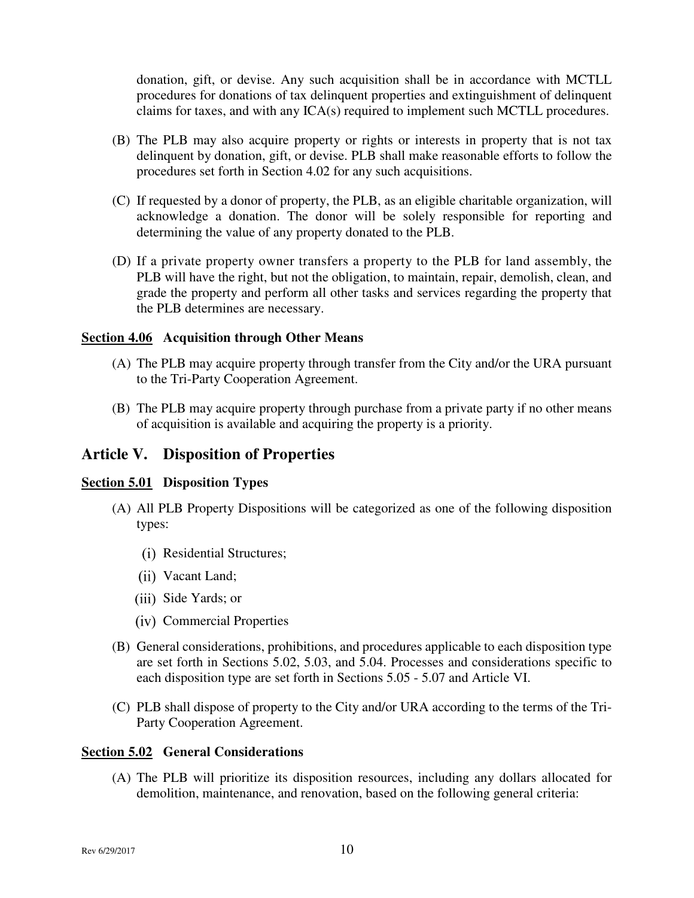donation, gift, or devise. Any such acquisition shall be in accordance with MCTLL procedures for donations of tax delinquent properties and extinguishment of delinquent claims for taxes, and with any ICA(s) required to implement such MCTLL procedures.

(B) The PLB may also acquire property or rights or interests in property that is not tax delinquent by donation, gift, or devise. PLB shall make reasonable efforts to follow the procedures set forth in Section 4.02 for any such acquisitions.

(C) If requested by a donor of property, the PLB, as an eligible charitable organization, will acknowledge a donation. The donor will be solely responsible for reporting and determining the value of any property donated to the PLB.

(D) If a private property owner transfers a property to the PLB for land assembly, the PLB will have the right, but not the obligation, to maintain, repair, demolish, clean, and grade the property and perform all other tasks and services regarding the property that the PLB determines are necessary.

#### Section 4.06 Acquisition through Other Means

(A) The PLB may acquire property through transfer from the City and/or the URA pursuant to the Tri-Party Cooperation Agreement.

(B) The PLB may acquire property through purchase from a private party if no other means of acquisition is available and acquiring the property is a priority.

## Article V. Disposition of Properties

#### Section 5.01 Disposition Types

(A) All PLB Property Dispositions will be categorized as one of the following disposition types:

(i) Residential Structures;

(ii) Vacant Land;

(iii) Side Yards; or

(iv) Commercial Properties

(B) General considerations, prohibitions, and procedures applicable to each disposition type are set forth in Sections 5.02, 5.03, and 5.04. Processes and considerations specific to each disposition type are set forth in Sections 5.05 - 5.07 and Article VI.

(C) PLB shall dispose of property to the City and/or URA according to the terms of the Tri-Party Cooperation Agreement.

#### Section 5.02 General Considerations

(A) The PLB will prioritize its disposition resources, including any dollars allocated for demolition, maintenance, and renovation, based on the following general criteria: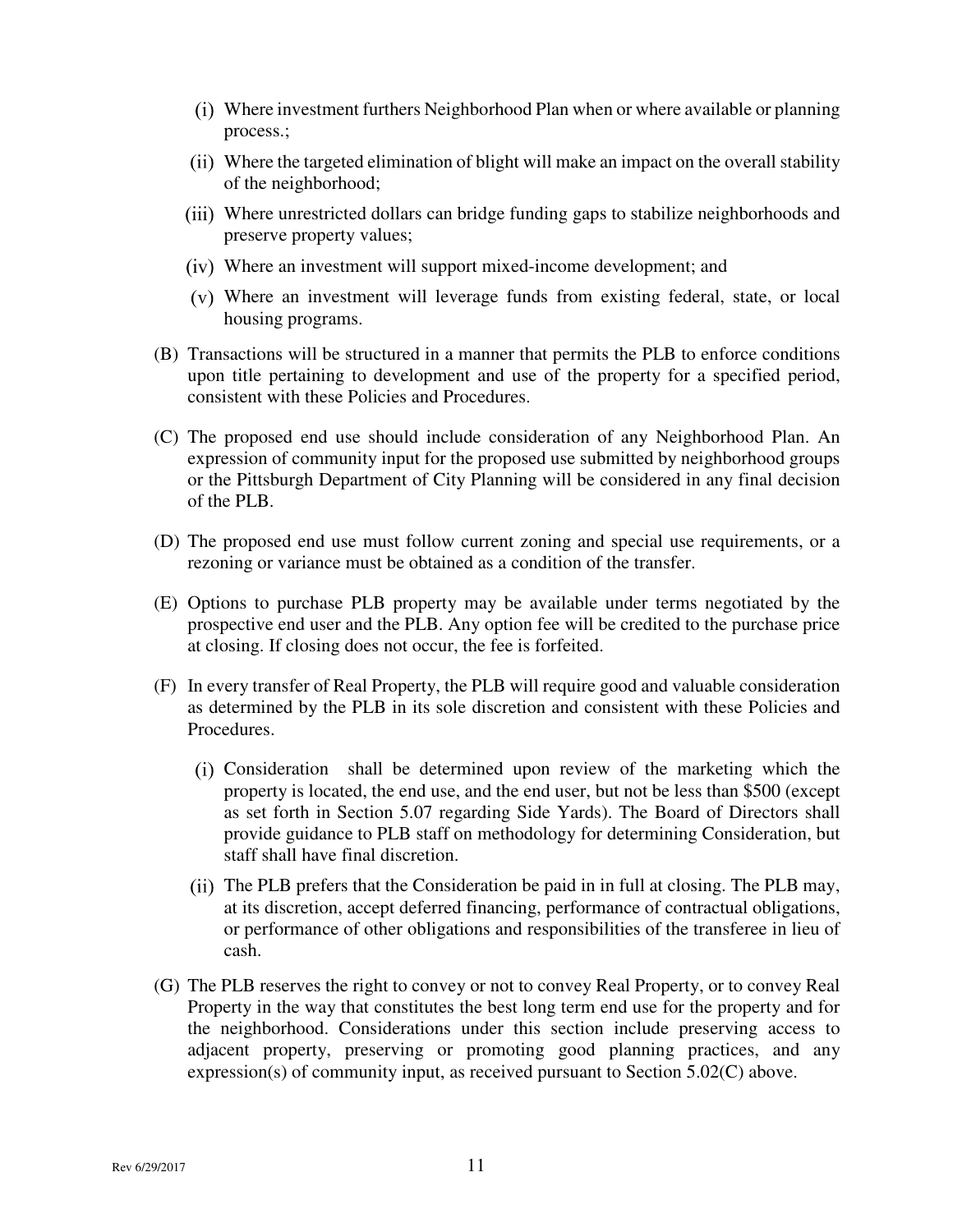(i) Where investment furthers Neighborhood Plan when or where available or planning process.;

(ii) Where the targeted elimination of blight will make an impact on the overall stability of the neighborhood;

(iii) Where unrestricted dollars can bridge funding gaps to stabilize neighborhoods and preserve property values;

(iv) Where an investment will support mixed-income development; and

(v) Where an investment will leverage funds from existing federal, state, or local housing programs.

(B) Transactions will be structured in a manner that permits the PLB to enforce conditions upon title pertaining to development and use of the property for a specified period, consistent with these Policies and Procedures.

(C) The proposed end use should include consideration of any Neighborhood Plan. An expression of community input for the proposed use submitted by neighborhood groups or the Pittsburgh Department of City Planning will be considered in any final decision of the PLB.

(D) The proposed end use must follow current zoning and special use requirements, or a rezoning or variance must be obtained as a condition of the transfer.

(E) Options to purchase PLB property may be available under terms negotiated by the prospective end user and the PLB. Any option fee will be credited to the purchase price at closing. If closing does not occur, the fee is forfeited.

(F) In every transfer of Real Property, the PLB will require good and valuable consideration as determined by the PLB in its sole discretion and consistent with these Policies and Procedures.

(i) Consideration shall be determined upon review of the marketing which the property is located, the end use, and the end user, but not be less than $500 (except as set forth in Section 5.07 regarding Side Yards). The Board of Directors shall provide guidance to PLB staff on methodology for determining Consideration, but staff shall have final discretion.

(ii) The PLB prefers that the Consideration be paid in in full at closing. The PLB may, at its discretion, accept deferred financing, performance of contractual obligations, or performance of other obligations and responsibilities of the transferee in lieu of cash.

(G) The PLB reserves the right to convey or not to convey Real Property, or to convey Real Property in the way that constitutes the best long term end use for the property and for the neighborhood. Considerations under this section include preserving access to adjacent property, preserving or promoting good planning practices, and any expression(s) of community input, as received pursuant to Section 5.02(C) above.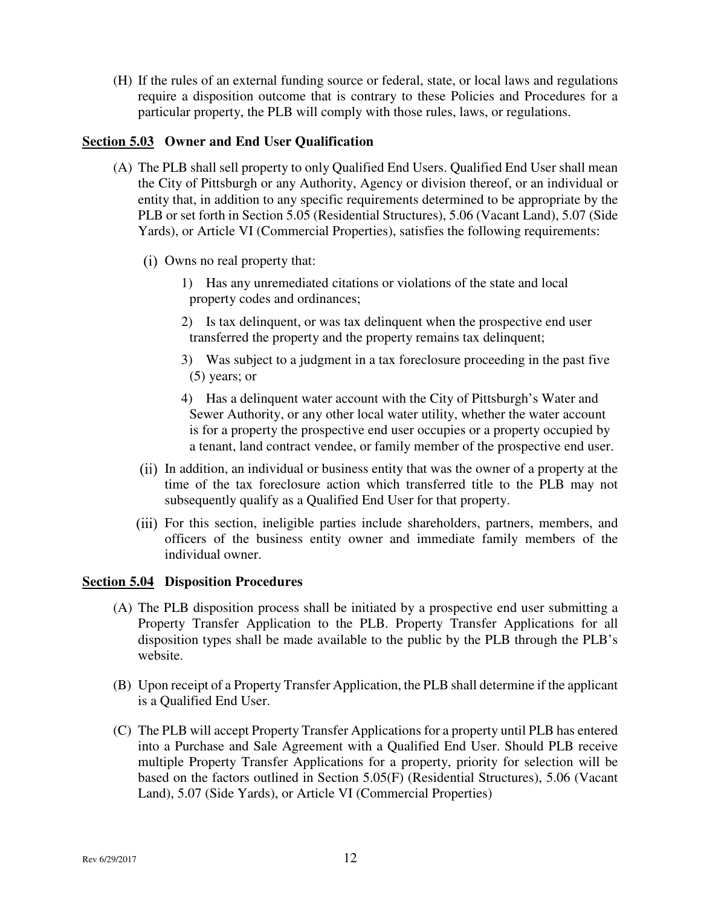(H) If the rules of an external funding source or federal, state, or local laws and regulations require a disposition outcome that is contrary to these Policies and Procedures for a particular property, the PLB will comply with those rules, laws, or regulations.

## Section 5.03 Owner and End User Qualification

(A) The PLB shall sell property to only Qualified End Users. Qualified End User shall mean the City of Pittsburgh or any Authority, Agency or division thereof, or an individual or entity that, in addition to any specific requirements determined to be appropriate by the PLB or set forth in Section 5.05 (Residential Structures), 5.06 (Vacant Land), 5.07 (Side Yards), or Article VI (Commercial Properties), satisfies the following requirements:

(i) Owns no real property that:

1) Has any unremediated citations or violations of the state and local property codes and ordinances;

2) Is tax delinquent, or was tax delinquent when the prospective end user transferred the property and the property remains tax delinquent;

3) Was subject to a judgment in a tax foreclosure proceeding in the past five (5) years; or

4) Has a delinquent water account with the City of Pittsburgh's Water and Sewer Authority, or any other local water utility, whether the water account is for a property the prospective end user occupies or a property occupied by a tenant, land contract vendee, or family member of the prospective end user.

(ii) In addition, an individual or business entity that was the owner of a property at the time of the tax foreclosure action which transferred title to the PLB may not subsequently qualify as a Qualified End User for that property.

(iii) For this section, ineligible parties include shareholders, partners, members, and officers of the business entity owner and immediate family members of the individual owner.

## Section 5.04 Disposition Procedures

(A) The PLB disposition process shall be initiated by a prospective end user submitting a Property Transfer Application to the PLB. Property Transfer Applications for all disposition types shall be made available to the public by the PLB through the PLB's website.

(B) Upon receipt of a Property Transfer Application, the PLB shall determine if the applicant is a Qualified End User.

(C) The PLB will accept Property Transfer Applications for a property until PLB has entered into a Purchase and Sale Agreement with a Qualified End User. Should PLB receive multiple Property Transfer Applications for a property, priority for selection will be based on the factors outlined in Section 5.05(F) (Residential Structures), 5.06 (Vacant Land), 5.07 (Side Yards), or Article VI (Commercial Properties)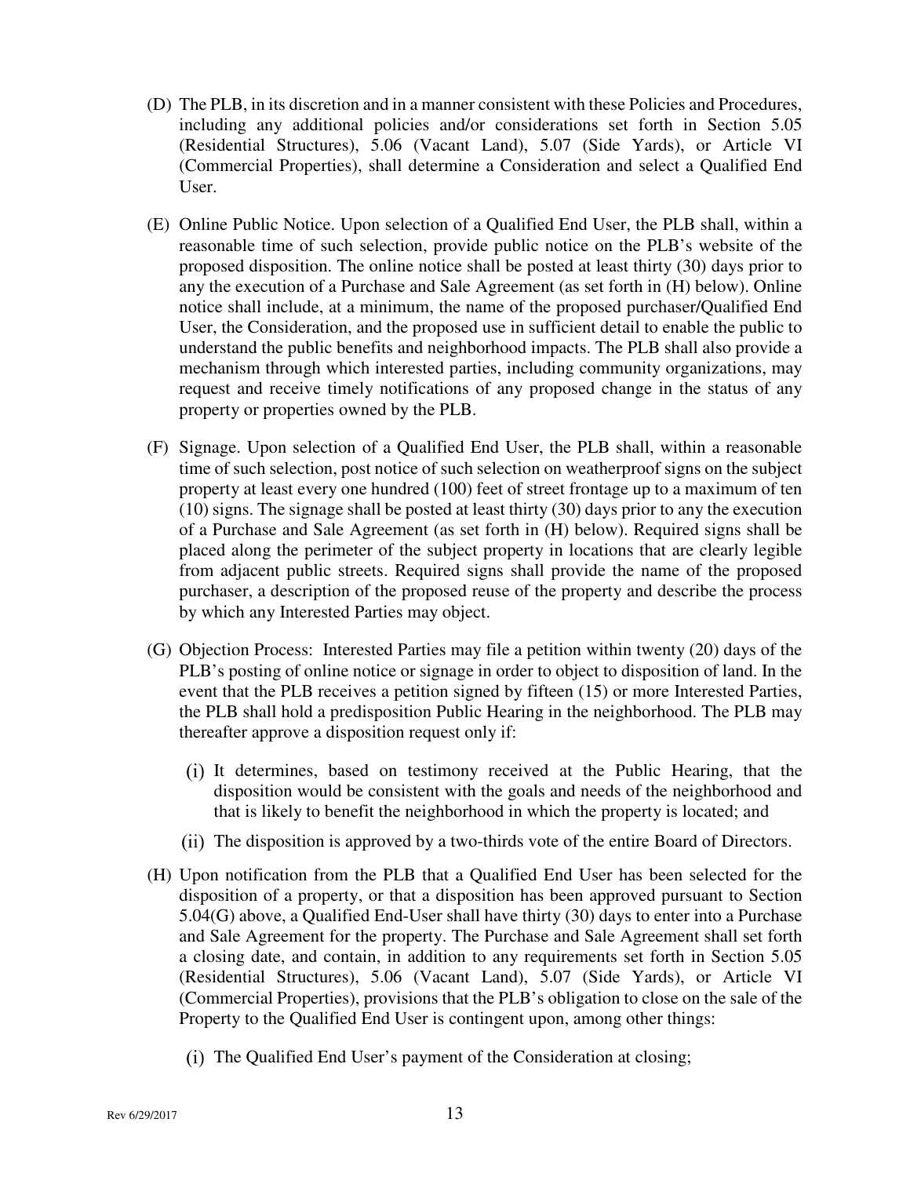(D) The PLB, in its discretion and in a manner consistent with these Policies and Procedures, including any additional policies and/or considerations set forth in Section 5.05 (Residential Structures), 5.06 (Vacant Land), 5.07 (Side Yards), or Article VI (Commercial Properties), shall determine a Consideration and select a Qualified End User.

(E) Online Public Notice. Upon selection of a Qualified End User, the PLB shall, within a reasonable time of such selection, provide public notice on the PLB's website of the proposed disposition. The online notice shall be posted at least thirty (30) days prior to any the execution of a Purchase and Sale Agreement (as set forth in (H) below). Online notice shall include, at a minimum, the name of the proposed purchaser/Qualified End User, the Consideration, and the proposed use in sufficient detail to enable the public to understand the public benefits and neighborhood impacts. The PLB shall also provide a mechanism through which interested parties, including community organizations, may request and receive timely notifications of any proposed change in the status of any property or properties owned by the PLB.

(F) Signage. Upon selection of a Qualified End User, the PLB shall, within a reasonable time of such selection, post notice of such selection on weatherproof signs on the subject property at least every one hundred (100) feet of street frontage up to a maximum of ten (10) signs. The signage shall be posted at least thirty (30) days prior to any the execution of a Purchase and Sale Agreement (as set forth in (H) below). Required signs shall be placed along the perimeter of the subject property in locations that are clearly legible from adjacent public streets. Required signs shall provide the name of the proposed purchaser, a description of the proposed reuse of the property and describe the process by which any Interested Parties may object.

(G) Objection Process: Interested Parties may file a petition within twenty (20) days of the PLB's posting of online notice or signage in order to object to disposition of land. In the event that the PLB receives a petition signed by fifteen (15) or more Interested Parties, the PLB shall hold a predisposition Public Hearing in the neighborhood. The PLB may thereafter approve a disposition request only if:

   (i) It determines, based on testimony received at the Public Hearing, that the disposition would be consistent with the goals and needs of the neighborhood and that is likely to benefit the neighborhood in which the property is located; and

   (ii) The disposition is approved by a two-thirds vote of the entire Board of Directors.

(H) Upon notification from the PLB that a Qualified End User has been selected for the disposition of a property, or that a disposition has been approved pursuant to Section 5.04(G) above, a Qualified End-User shall have thirty (30) days to enter into a Purchase and Sale Agreement for the property. The Purchase and Sale Agreement shall set forth a closing date, and contain, in addition to any requirements set forth in Section 5.05 (Residential Structures), 5.06 (Vacant Land), 5.07 (Side Yards), or Article VI (Commercial Properties), provisions that the PLB's obligation to close on the sale of the Property to the Qualified End User is contingent upon, among other things:

   (i) The Qualified End User's payment of the Consideration at closing;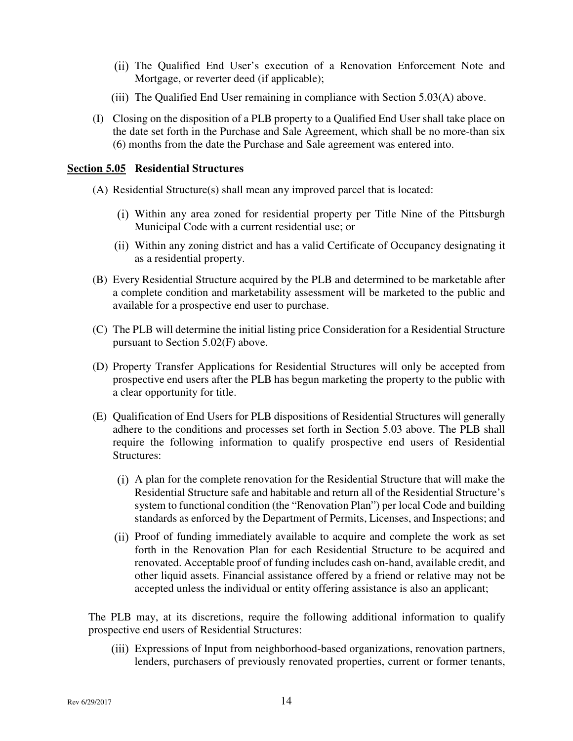(ii) The Qualified End User's execution of a Renovation Enforcement Note and Mortgage, or reverter deed (if applicable);

(iii) The Qualified End User remaining in compliance with Section 5.03(A) above.

(I) Closing on the disposition of a PLB property to a Qualified End User shall take place on the date set forth in the Purchase and Sale Agreement, which shall be no more-than six (6) months from the date the Purchase and Sale agreement was entered into.

**Section 5.05 Residential Structures**

(A) Residential Structure(s) shall mean any improved parcel that is located:

(i) Within any area zoned for residential property per Title Nine of the Pittsburgh Municipal Code with a current residential use; or

(ii) Within any zoning district and has a valid Certificate of Occupancy designating it as a residential property.

(B) Every Residential Structure acquired by the PLB and determined to be marketable after a complete condition and marketability assessment will be marketed to the public and available for a prospective end user to purchase.

(C) The PLB will determine the initial listing price Consideration for a Residential Structure pursuant to Section 5.02(F) above.

(D) Property Transfer Applications for Residential Structures will only be accepted from prospective end users after the PLB has begun marketing the property to the public with a clear opportunity for title.

(E) Qualification of End Users for PLB dispositions of Residential Structures will generally adhere to the conditions and processes set forth in Section 5.03 above. The PLB shall require the following information to qualify prospective end users of Residential Structures:

(i) A plan for the complete renovation for the Residential Structure that will make the Residential Structure safe and habitable and return all of the Residential Structure's system to functional condition (the "Renovation Plan") per local Code and building standards as enforced by the Department of Permits, Licenses, and Inspections; and

(ii) Proof of funding immediately available to acquire and complete the work as set forth in the Renovation Plan for each Residential Structure to be acquired and renovated. Acceptable proof of funding includes cash on-hand, available credit, and other liquid assets. Financial assistance offered by a friend or relative may not be accepted unless the individual or entity offering assistance is also an applicant;

The PLB may, at its discretions, require the following additional information to qualify prospective end users of Residential Structures:

(iii) Expressions of Input from neighborhood-based organizations, renovation partners, lenders, purchasers of previously renovated properties, current or former tenants,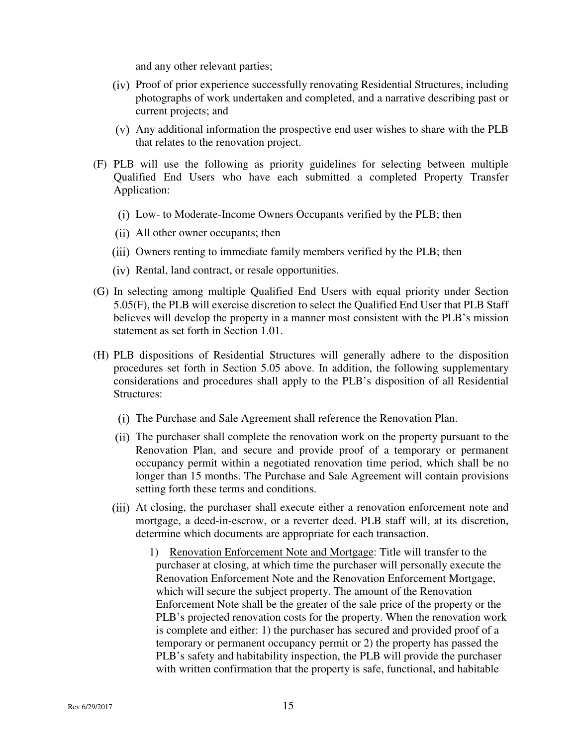and any other relevant parties;

(iv) Proof of prior experience successfully renovating Residential Structures, including photographs of work undertaken and completed, and a narrative describing past or current projects; and

(v) Any additional information the prospective end user wishes to share with the PLB that relates to the renovation project.

(F) PLB will use the following as priority guidelines for selecting between multiple Qualified End Users who have each submitted a completed Property Transfer Application:

(i) Low- to Moderate-Income Owners Occupants verified by the PLB; then

(ii) All other owner occupants; then

(iii) Owners renting to immediate family members verified by the PLB; then

(iv) Rental, land contract, or resale opportunities.

(G) In selecting among multiple Qualified End Users with equal priority under Section 5.05(F), the PLB will exercise discretion to select the Qualified End User that PLB Staff believes will develop the property in a manner most consistent with the PLB's mission statement as set forth in Section 1.01.

(H) PLB dispositions of Residential Structures will generally adhere to the disposition procedures set forth in Section 5.05 above. In addition, the following supplementary considerations and procedures shall apply to the PLB's disposition of all Residential Structures:

(i) The Purchase and Sale Agreement shall reference the Renovation Plan.

(ii) The purchaser shall complete the renovation work on the property pursuant to the Renovation Plan, and secure and provide proof of a temporary or permanent occupancy permit within a negotiated renovation time period, which shall be no longer than 15 months. The Purchase and Sale Agreement will contain provisions setting forth these terms and conditions.

(iii) At closing, the purchaser shall execute either a renovation enforcement note and mortgage, a deed-in-escrow, or a reverter deed. PLB staff will, at its discretion, determine which documents are appropriate for each transaction.

1) <u>Renovation Enforcement Note and Mortgage</u>: Title will transfer to the purchaser at closing, at which time the purchaser will personally execute the Renovation Enforcement Note and the Renovation Enforcement Mortgage, which will secure the subject property. The amount of the Renovation Enforcement Note shall be the greater of the sale price of the property or the PLB's projected renovation costs for the property. When the renovation work is complete and either: 1) the purchaser has secured and provided proof of a temporary or permanent occupancy permit or 2) the property has passed the PLB's safety and habitability inspection, the PLB will provide the purchaser with written confirmation that the property is safe, functional, and habitable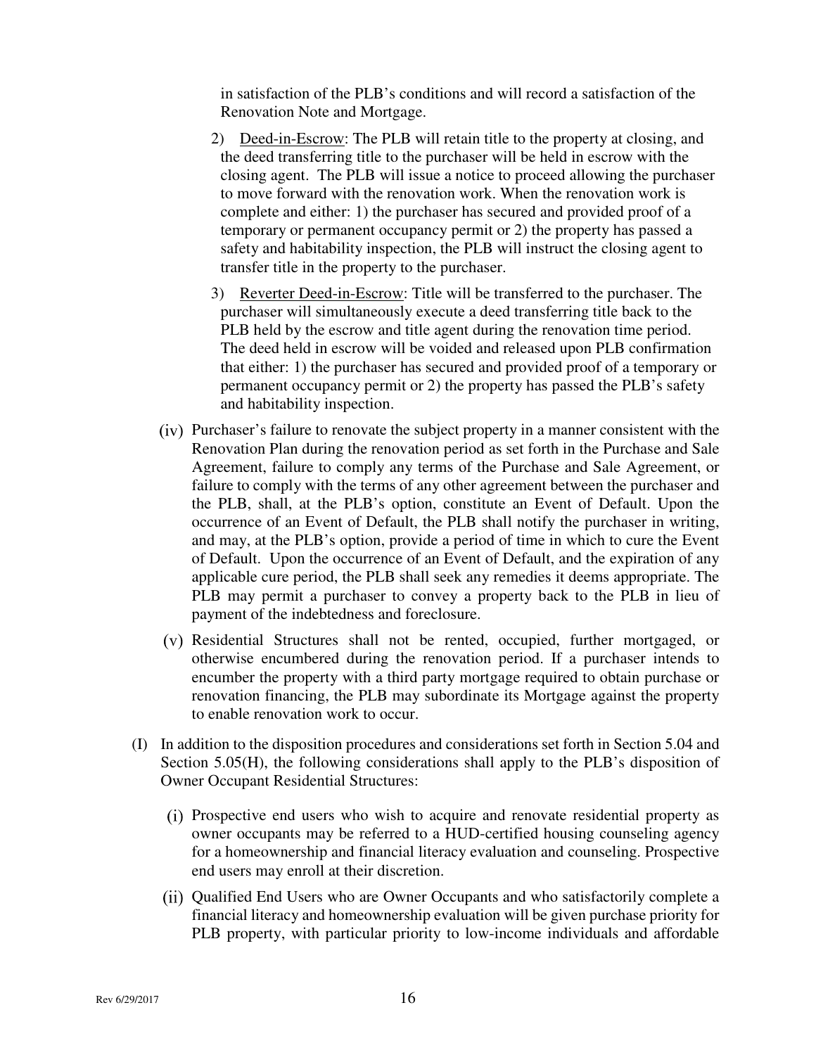in satisfaction of the PLB's conditions and will record a satisfaction of the Renovation Note and Mortgage.

2) Deed-in-Escrow: The PLB will retain title to the property at closing, and the deed transferring title to the purchaser will be held in escrow with the closing agent. The PLB will issue a notice to proceed allowing the purchaser to move forward with the renovation work. When the renovation work is complete and either: 1) the purchaser has secured and provided proof of a temporary or permanent occupancy permit or 2) the property has passed a safety and habitability inspection, the PLB will instruct the closing agent to transfer title in the property to the purchaser.

3) Reverter Deed-in-Escrow: Title will be transferred to the purchaser. The purchaser will simultaneously execute a deed transferring title back to the PLB held by the escrow and title agent during the renovation time period. The deed held in escrow will be voided and released upon PLB confirmation that either: 1) the purchaser has secured and provided proof of a temporary or permanent occupancy permit or 2) the property has passed the PLB's safety and habitability inspection.

(iv) Purchaser's failure to renovate the subject property in a manner consistent with the Renovation Plan during the renovation period as set forth in the Purchase and Sale Agreement, failure to comply any terms of the Purchase and Sale Agreement, or failure to comply with the terms of any other agreement between the purchaser and the PLB, shall, at the PLB's option, constitute an Event of Default. Upon the occurrence of an Event of Default, the PLB shall notify the purchaser in writing, and may, at the PLB's option, provide a period of time in which to cure the Event of Default. Upon the occurrence of an Event of Default, and the expiration of any applicable cure period, the PLB shall seek any remedies it deems appropriate. The PLB may permit a purchaser to convey a property back to the PLB in lieu of payment of the indebtedness and foreclosure.

(v) Residential Structures shall not be rented, occupied, further mortgaged, or otherwise encumbered during the renovation period. If a purchaser intends to encumber the property with a third party mortgage required to obtain purchase or renovation financing, the PLB may subordinate its Mortgage against the property to enable renovation work to occur.

(I) In addition to the disposition procedures and considerations set forth in Section 5.04 and Section 5.05(H), the following considerations shall apply to the PLB's disposition of Owner Occupant Residential Structures:

(i) Prospective end users who wish to acquire and renovate residential property as owner occupants may be referred to a HUD-certified housing counseling agency for a homeownership and financial literacy evaluation and counseling. Prospective end users may enroll at their discretion.

(ii) Qualified End Users who are Owner Occupants and who satisfactorily complete a financial literacy and homeownership evaluation will be given purchase priority for PLB property, with particular priority to low-income individuals and affordable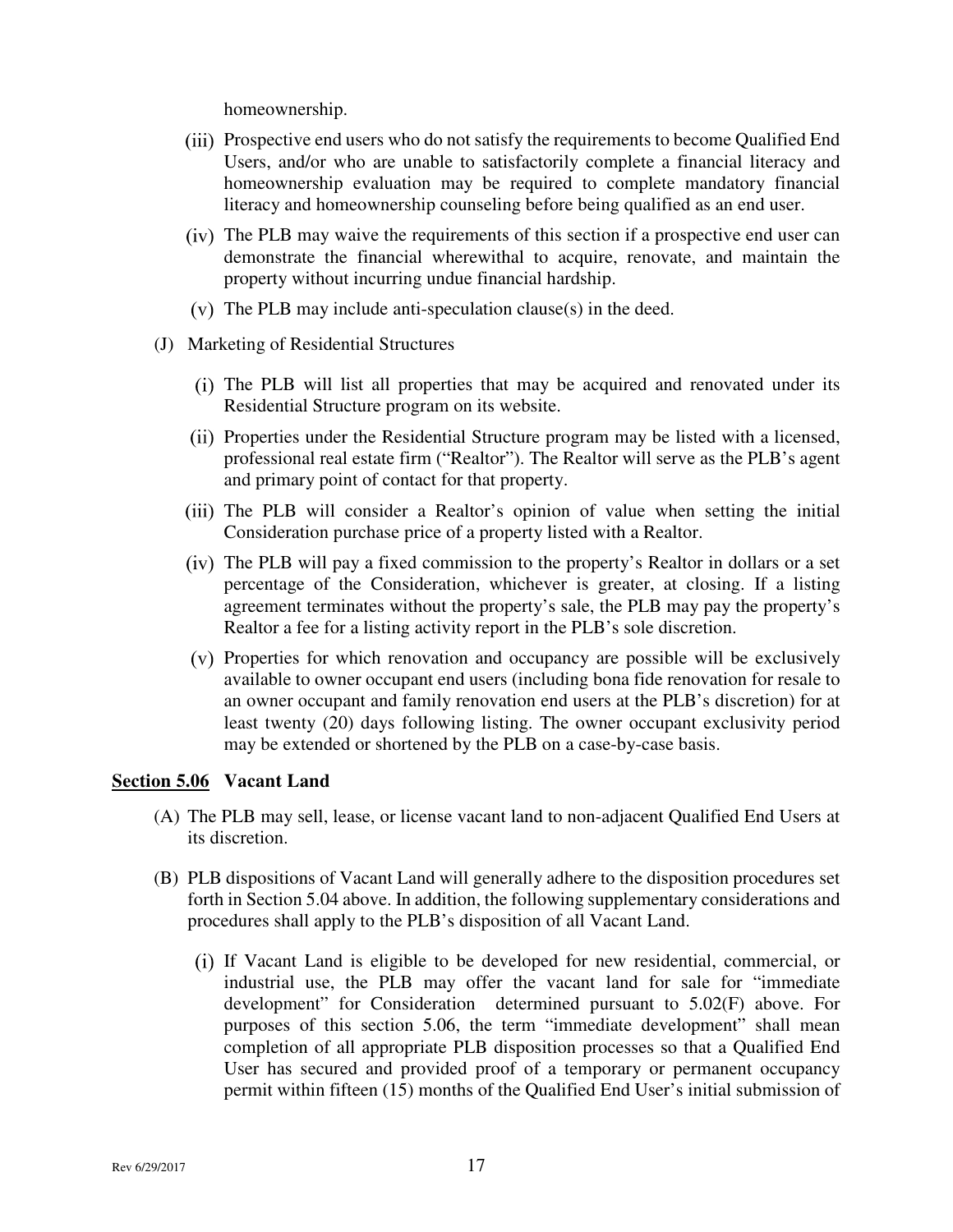homeownership.

(iii) Prospective end users who do not satisfy the requirements to become Qualified End Users, and/or who are unable to satisfactorily complete a financial literacy and homeownership evaluation may be required to complete mandatory financial literacy and homeownership counseling before being qualified as an end user.

(iv) The PLB may waive the requirements of this section if a prospective end user can demonstrate the financial wherewithal to acquire, renovate, and maintain the property without incurring undue financial hardship.

(v) The PLB may include anti-speculation clause(s) in the deed.

(J) Marketing of Residential Structures

(i) The PLB will list all properties that may be acquired and renovated under its Residential Structure program on its website.

(ii) Properties under the Residential Structure program may be listed with a licensed, professional real estate firm ("Realtor"). The Realtor will serve as the PLB's agent and primary point of contact for that property.

(iii) The PLB will consider a Realtor's opinion of value when setting the initial Consideration purchase price of a property listed with a Realtor.

(iv) The PLB will pay a fixed commission to the property's Realtor in dollars or a set percentage of the Consideration, whichever is greater, at closing. If a listing agreement terminates without the property's sale, the PLB may pay the property's Realtor a fee for a listing activity report in the PLB's sole discretion.

(v) Properties for which renovation and occupancy are possible will be exclusively available to owner occupant end users (including bona fide renovation for resale to an owner occupant and family renovation end users at the PLB's discretion) for at least twenty (20) days following listing. The owner occupant exclusivity period may be extended or shortened by the PLB on a case-by-case basis.

**<u>Section 5.06</u> Vacant Land**

(A) The PLB may sell, lease, or license vacant land to non-adjacent Qualified End Users at its discretion.

(B) PLB dispositions of Vacant Land will generally adhere to the disposition procedures set forth in Section 5.04 above. In addition, the following supplementary considerations and procedures shall apply to the PLB's disposition of all Vacant Land.

(i) If Vacant Land is eligible to be developed for new residential, commercial, or industrial use, the PLB may offer the vacant land for sale for "immediate development" for Consideration determined pursuant to 5.02(F) above. For purposes of this section 5.06, the term "immediate development" shall mean completion of all appropriate PLB disposition processes so that a Qualified End User has secured and provided proof of a temporary or permanent occupancy permit within fifteen (15) months of the Qualified End User's initial submission of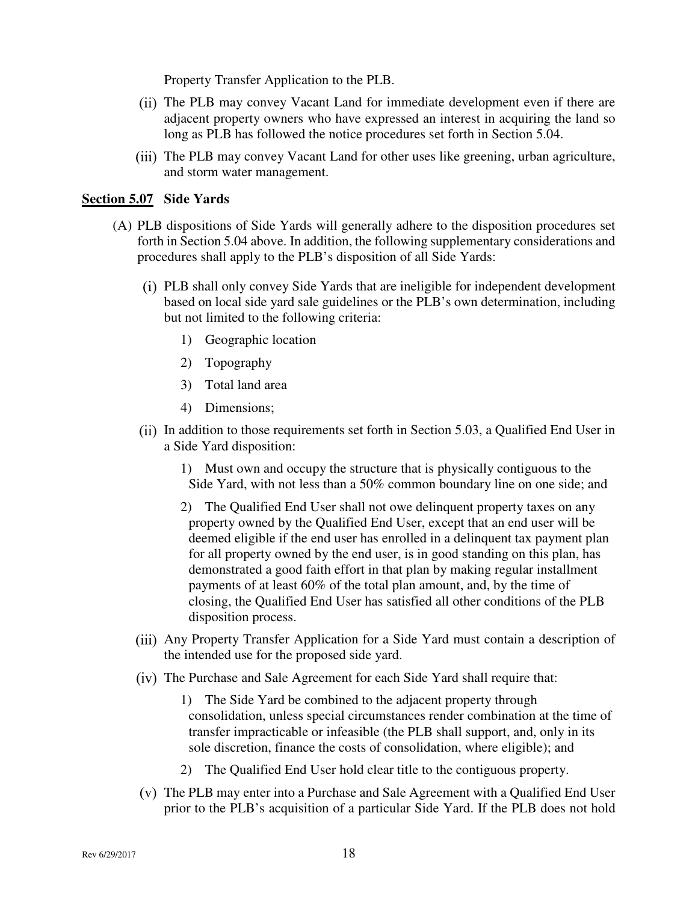Property Transfer Application to the PLB.

(ii) The PLB may convey Vacant Land for immediate development even if there are adjacent property owners who have expressed an interest in acquiring the land so long as PLB has followed the notice procedures set forth in Section 5.04.

(iii) The PLB may convey Vacant Land for other uses like greening, urban agriculture, and storm water management.

### Section 5.07 Side Yards

(A) PLB dispositions of Side Yards will generally adhere to the disposition procedures set forth in Section 5.04 above. In addition, the following supplementary considerations and procedures shall apply to the PLB's disposition of all Side Yards:

(i) PLB shall only convey Side Yards that are ineligible for independent development based on local side yard sale guidelines or the PLB's own determination, including but not limited to the following criteria:

1) Geographic location

2) Topography

3) Total land area

4) Dimensions;

(ii) In addition to those requirements set forth in Section 5.03, a Qualified End User in a Side Yard disposition:

1) Must own and occupy the structure that is physically contiguous to the Side Yard, with not less than a 50% common boundary line on one side; and

2) The Qualified End User shall not owe delinquent property taxes on any property owned by the Qualified End User, except that an end user will be deemed eligible if the end user has enrolled in a delinquent tax payment plan for all property owned by the end user, is in good standing on this plan, has demonstrated a good faith effort in that plan by making regular installment payments of at least 60% of the total plan amount, and, by the time of closing, the Qualified End User has satisfied all other conditions of the PLB disposition process.

(iii) Any Property Transfer Application for a Side Yard must contain a description of the intended use for the proposed side yard.

(iv) The Purchase and Sale Agreement for each Side Yard shall require that:

1) The Side Yard be combined to the adjacent property through consolidation, unless special circumstances render combination at the time of transfer impracticable or infeasible (the PLB shall support, and, only in its sole discretion, finance the costs of consolidation, where eligible); and

2) The Qualified End User hold clear title to the contiguous property.

(v) The PLB may enter into a Purchase and Sale Agreement with a Qualified End User prior to the PLB's acquisition of a particular Side Yard. If the PLB does not hold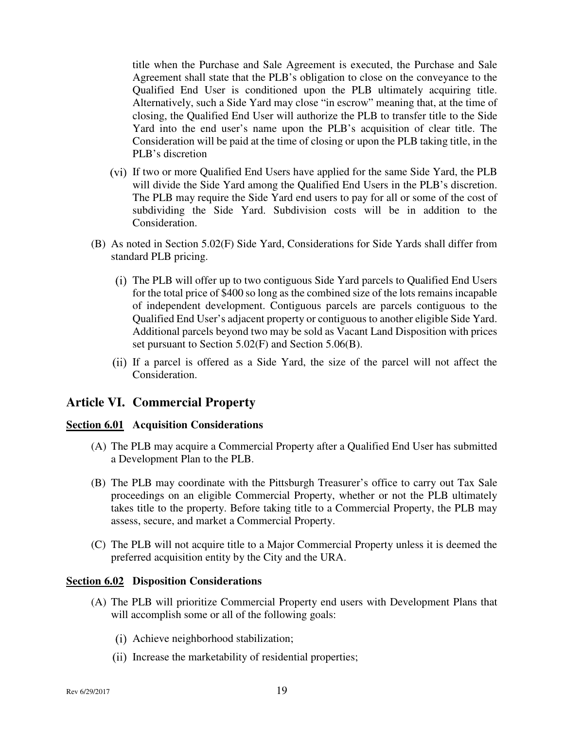title when the Purchase and Sale Agreement is executed, the Purchase and Sale Agreement shall state that the PLB's obligation to close on the conveyance to the Qualified End User is conditioned upon the PLB ultimately acquiring title. Alternatively, such a Side Yard may close "in escrow" meaning that, at the time of closing, the Qualified End User will authorize the PLB to transfer title to the Side Yard into the end user's name upon the PLB's acquisition of clear title. The Consideration will be paid at the time of closing or upon the PLB taking title, in the PLB's discretion

(vi) If two or more Qualified End Users have applied for the same Side Yard, the PLB will divide the Side Yard among the Qualified End Users in the PLB's discretion. The PLB may require the Side Yard end users to pay for all or some of the cost of subdividing the Side Yard. Subdivision costs will be in addition to the Consideration.

(B) As noted in Section 5.02(F) Side Yard, Considerations for Side Yards shall differ from standard PLB pricing.

(i) The PLB will offer up to two contiguous Side Yard parcels to Qualified End Users for the total price of $400 so long as the combined size of the lots remains incapable of independent development. Contiguous parcels are parcels contiguous to the Qualified End User's adjacent property or contiguous to another eligible Side Yard. Additional parcels beyond two may be sold as Vacant Land Disposition with prices set pursuant to Section 5.02(F) and Section 5.06(B).

(ii) If a parcel is offered as a Side Yard, the size of the parcel will not affect the Consideration.

## Article VI. Commercial Property

### Section 6.01 Acquisition Considerations

(A) The PLB may acquire a Commercial Property after a Qualified End User has submitted a Development Plan to the PLB.

(B) The PLB may coordinate with the Pittsburgh Treasurer's office to carry out Tax Sale proceedings on an eligible Commercial Property, whether or not the PLB ultimately takes title to the property. Before taking title to a Commercial Property, the PLB may assess, secure, and market a Commercial Property.

(C) The PLB will not acquire title to a Major Commercial Property unless it is deemed the preferred acquisition entity by the City and the URA.

### Section 6.02 Disposition Considerations

(A) The PLB will prioritize Commercial Property end users with Development Plans that will accomplish some or all of the following goals:

(i) Achieve neighborhood stabilization;

(ii) Increase the marketability of residential properties;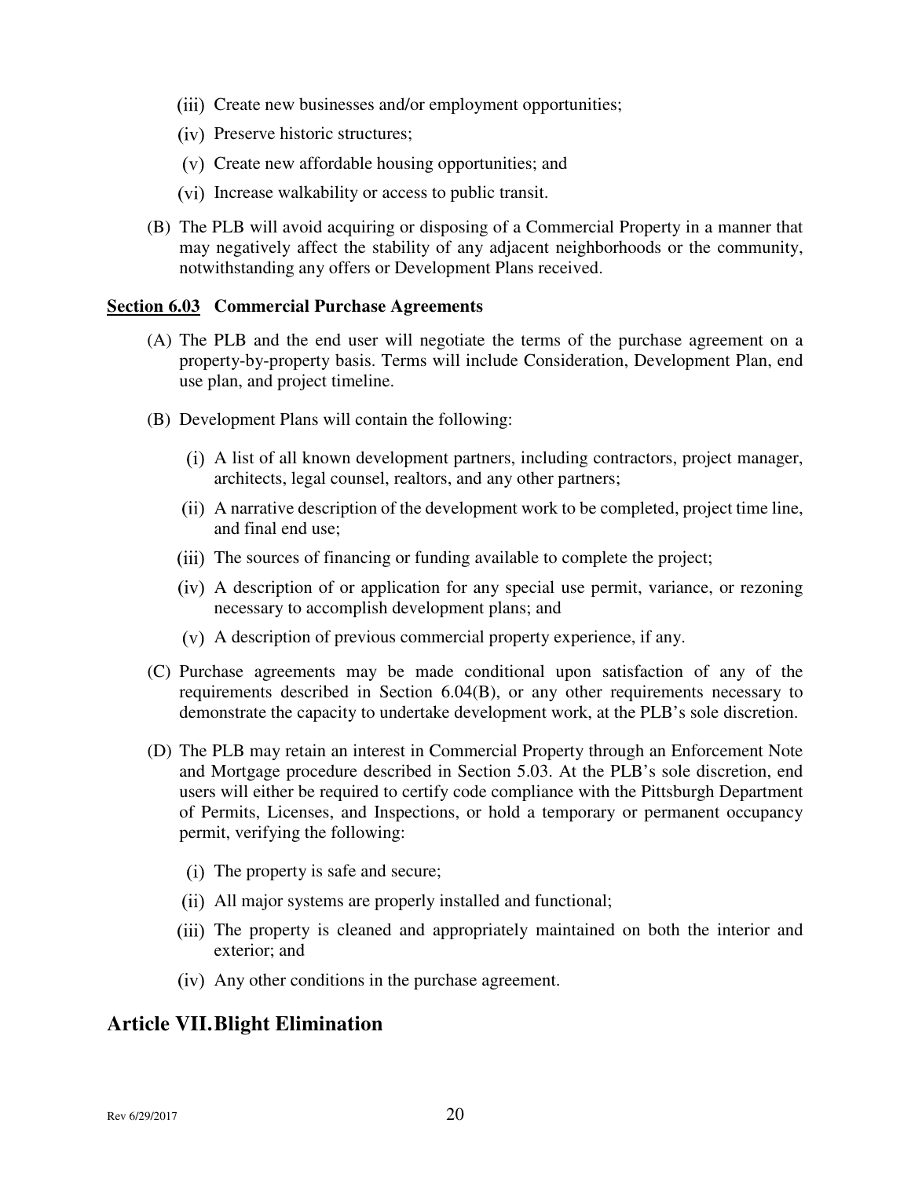(iii) Create new businesses and/or employment opportunities;

(iv) Preserve historic structures;

(v) Create new affordable housing opportunities; and

(vi) Increase walkability or access to public transit.

(B) The PLB will avoid acquiring or disposing of a Commercial Property in a manner that may negatively affect the stability of any adjacent neighborhoods or the community, notwithstanding any offers or Development Plans received.

**Section 6.03 Commercial Purchase Agreements**

(A) The PLB and the end user will negotiate the terms of the purchase agreement on a property-by-property basis. Terms will include Consideration, Development Plan, end use plan, and project timeline.

(B) Development Plans will contain the following:

(i) A list of all known development partners, including contractors, project manager, architects, legal counsel, realtors, and any other partners;

(ii) A narrative description of the development work to be completed, project time line, and final end use;

(iii) The sources of financing or funding available to complete the project;

(iv) A description of or application for any special use permit, variance, or rezoning necessary to accomplish development plans; and

(v) A description of previous commercial property experience, if any.

(C) Purchase agreements may be made conditional upon satisfaction of any of the requirements described in Section 6.04(B), or any other requirements necessary to demonstrate the capacity to undertake development work, at the PLB's sole discretion.

(D) The PLB may retain an interest in Commercial Property through an Enforcement Note and Mortgage procedure described in Section 5.03. At the PLB's sole discretion, end users will either be required to certify code compliance with the Pittsburgh Department of Permits, Licenses, and Inspections, or hold a temporary or permanent occupancy permit, verifying the following:

(i) The property is safe and secure;

(ii) All major systems are properly installed and functional;

(iii) The property is cleaned and appropriately maintained on both the interior and exterior; and

(iv) Any other conditions in the purchase agreement.

## Article VII. Blight Elimination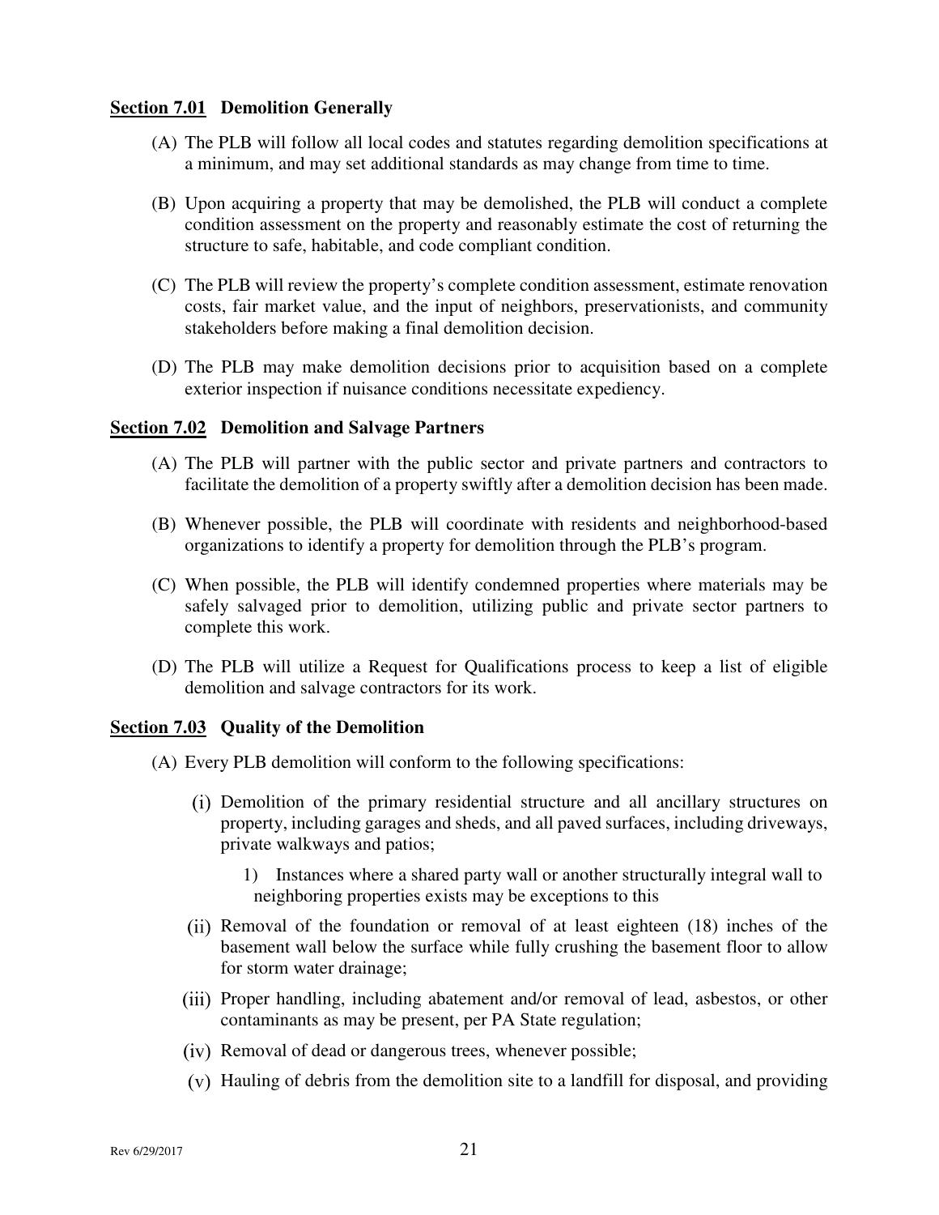**Section 7.01 Demolition Generally**

(A) The PLB will follow all local codes and statutes regarding demolition specifications at a minimum, and may set additional standards as may change from time to time.

(B) Upon acquiring a property that may be demolished, the PLB will conduct a complete condition assessment on the property and reasonably estimate the cost of returning the structure to safe, habitable, and code compliant condition.

(C) The PLB will review the property's complete condition assessment, estimate renovation costs, fair market value, and the input of neighbors, preservationists, and community stakeholders before making a final demolition decision.

(D) The PLB may make demolition decisions prior to acquisition based on a complete exterior inspection if nuisance conditions necessitate expediency.

**Section 7.02 Demolition and Salvage Partners**

(A) The PLB will partner with the public sector and private partners and contractors to facilitate the demolition of a property swiftly after a demolition decision has been made.

(B) Whenever possible, the PLB will coordinate with residents and neighborhood-based organizations to identify a property for demolition through the PLB's program.

(C) When possible, the PLB will identify condemned properties where materials may be safely salvaged prior to demolition, utilizing public and private sector partners to complete this work.

(D) The PLB will utilize a Request for Qualifications process to keep a list of eligible demolition and salvage contractors for its work.

**Section 7.03 Quality of the Demolition**

(A) Every PLB demolition will conform to the following specifications:

(i) Demolition of the primary residential structure and all ancillary structures on property, including garages and sheds, and all paved surfaces, including driveways, private walkways and patios;

1) Instances where a shared party wall or another structurally integral wall to neighboring properties exists may be exceptions to this

(ii) Removal of the foundation or removal of at least eighteen (18) inches of the basement wall below the surface while fully crushing the basement floor to allow for storm water drainage;

(iii) Proper handling, including abatement and/or removal of lead, asbestos, or other contaminants as may be present, per PA State regulation;

(iv) Removal of dead or dangerous trees, whenever possible;

(v) Hauling of debris from the demolition site to a landfill for disposal, and providing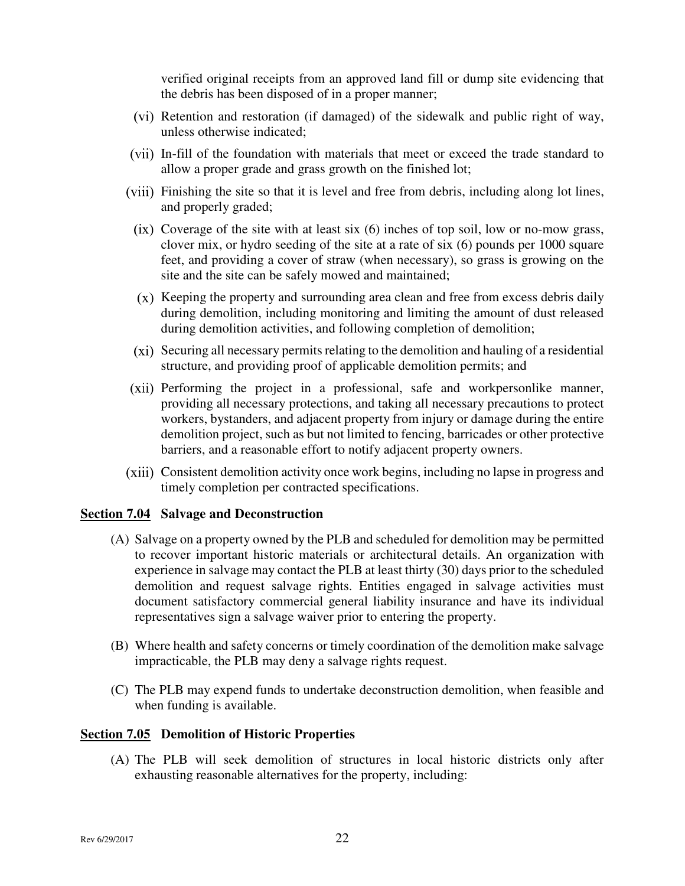verified original receipts from an approved land fill or dump site evidencing that the debris has been disposed of in a proper manner;

(vi) Retention and restoration (if damaged) of the sidewalk and public right of way, unless otherwise indicated;

(vii) In-fill of the foundation with materials that meet or exceed the trade standard to allow a proper grade and grass growth on the finished lot;

(viii) Finishing the site so that it is level and free from debris, including along lot lines, and properly graded;

(ix) Coverage of the site with at least six (6) inches of top soil, low or no-mow grass, clover mix, or hydro seeding of the site at a rate of six (6) pounds per 1000 square feet, and providing a cover of straw (when necessary), so grass is growing on the site and the site can be safely mowed and maintained;

(x) Keeping the property and surrounding area clean and free from excess debris daily during demolition, including monitoring and limiting the amount of dust released during demolition activities, and following completion of demolition;

(xi) Securing all necessary permits relating to the demolition and hauling of a residential structure, and providing proof of applicable demolition permits; and

(xii) Performing the project in a professional, safe and workpersonlike manner, providing all necessary protections, and taking all necessary precautions to protect workers, bystanders, and adjacent property from injury or damage during the entire demolition project, such as but not limited to fencing, barricades or other protective barriers, and a reasonable effort to notify adjacent property owners.

(xiii) Consistent demolition activity once work begins, including no lapse in progress and timely completion per contracted specifications.

**Section 7.04 Salvage and Deconstruction**

(A) Salvage on a property owned by the PLB and scheduled for demolition may be permitted to recover important historic materials or architectural details. An organization with experience in salvage may contact the PLB at least thirty (30) days prior to the scheduled demolition and request salvage rights. Entities engaged in salvage activities must document satisfactory commercial general liability insurance and have its individual representatives sign a salvage waiver prior to entering the property.

(B) Where health and safety concerns or timely coordination of the demolition make salvage impracticable, the PLB may deny a salvage rights request.

(C) The PLB may expend funds to undertake deconstruction demolition, when feasible and when funding is available.

**Section 7.05 Demolition of Historic Properties**

(A) The PLB will seek demolition of structures in local historic districts only after exhausting reasonable alternatives for the property, including: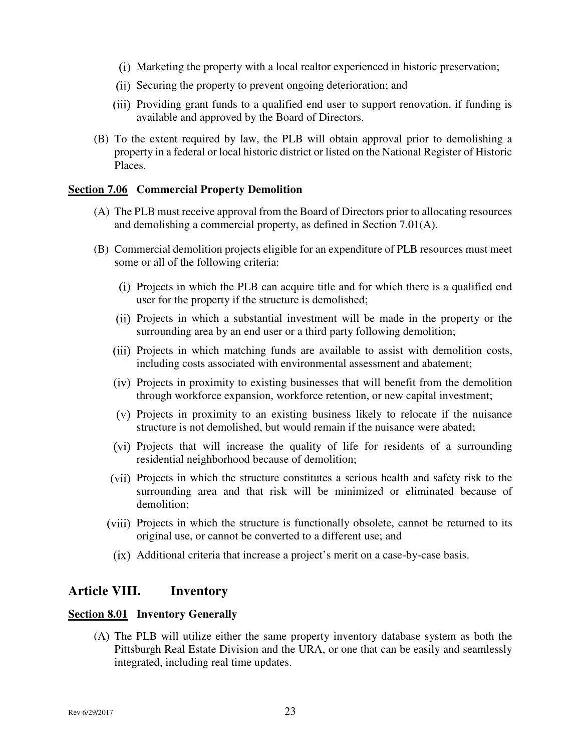(i) Marketing the property with a local realtor experienced in historic preservation;

(ii) Securing the property to prevent ongoing deterioration; and

(iii) Providing grant funds to a qualified end user to support renovation, if funding is available and approved by the Board of Directors.

(B) To the extent required by law, the PLB will obtain approval prior to demolishing a property in a federal or local historic district or listed on the National Register of Historic Places.

### Section 7.06 Commercial Property Demolition

(A) The PLB must receive approval from the Board of Directors prior to allocating resources and demolishing a commercial property, as defined in Section 7.01(A).

(B) Commercial demolition projects eligible for an expenditure of PLB resources must meet some or all of the following criteria:

(i) Projects in which the PLB can acquire title and for which there is a qualified end user for the property if the structure is demolished;

(ii) Projects in which a substantial investment will be made in the property or the surrounding area by an end user or a third party following demolition;

(iii) Projects in which matching funds are available to assist with demolition costs, including costs associated with environmental assessment and abatement;

(iv) Projects in proximity to existing businesses that will benefit from the demolition through workforce expansion, workforce retention, or new capital investment;

(v) Projects in proximity to an existing business likely to relocate if the nuisance structure is not demolished, but would remain if the nuisance were abated;

(vi) Projects that will increase the quality of life for residents of a surrounding residential neighborhood because of demolition;

(vii) Projects in which the structure constitutes a serious health and safety risk to the surrounding area and that risk will be minimized or eliminated because of demolition;

(viii) Projects in which the structure is functionally obsolete, cannot be returned to its original use, or cannot be converted to a different use; and

(ix) Additional criteria that increase a project's merit on a case-by-case basis.

## Article VIII. Inventory

### Section 8.01 Inventory Generally

(A) The PLB will utilize either the same property inventory database system as both the Pittsburgh Real Estate Division and the URA, or one that can be easily and seamlessly integrated, including real time updates.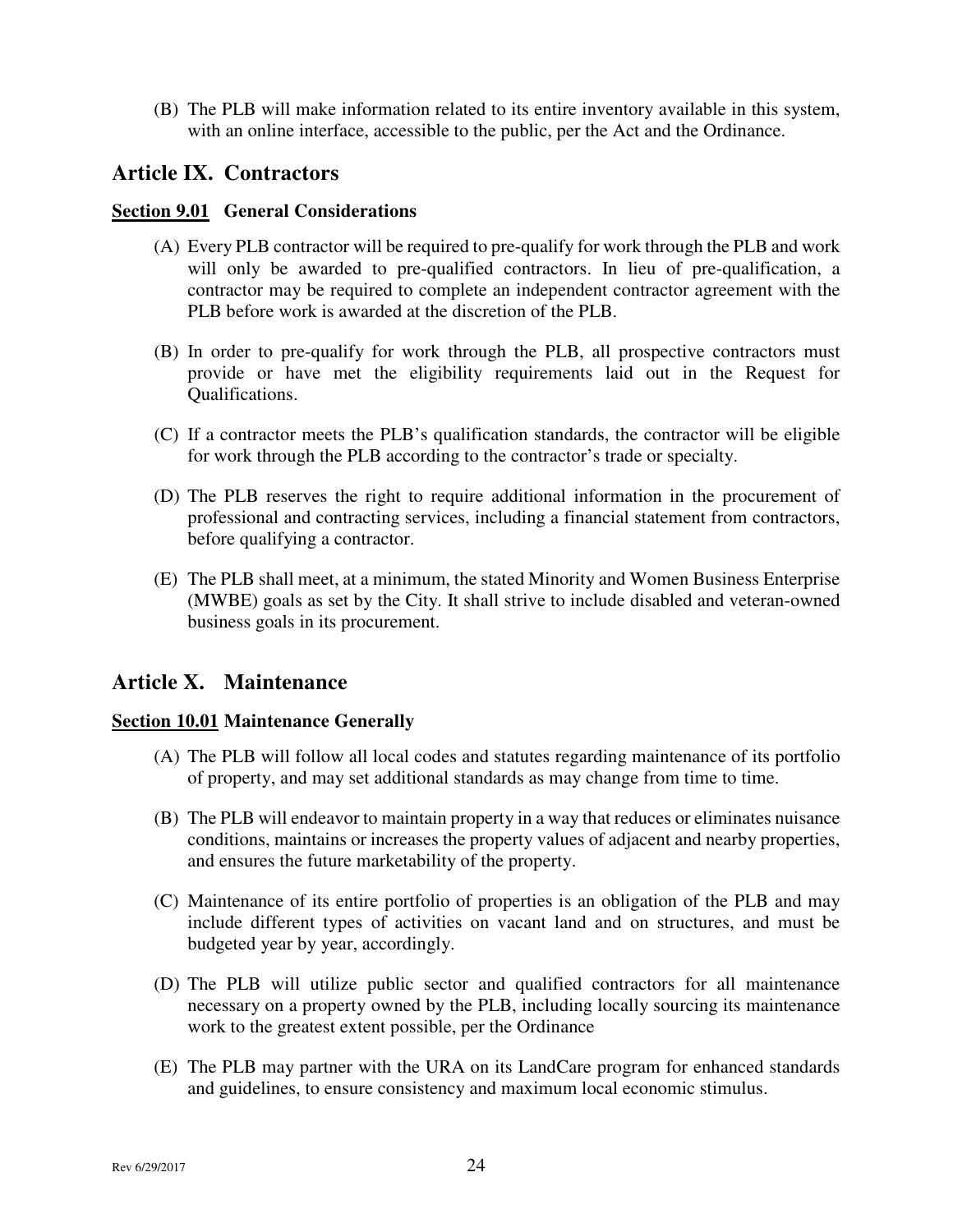(B) The PLB will make information related to its entire inventory available in this system, with an online interface, accessible to the public, per the Act and the Ordinance.

## Article IX. Contractors

### Section 9.01 General Considerations

(A) Every PLB contractor will be required to pre-qualify for work through the PLB and work will only be awarded to pre-qualified contractors. In lieu of pre-qualification, a contractor may be required to complete an independent contractor agreement with the PLB before work is awarded at the discretion of the PLB.

(B) In order to pre-qualify for work through the PLB, all prospective contractors must provide or have met the eligibility requirements laid out in the Request for Qualifications.

(C) If a contractor meets the PLB's qualification standards, the contractor will be eligible for work through the PLB according to the contractor's trade or specialty.

(D) The PLB reserves the right to require additional information in the procurement of professional and contracting services, including a financial statement from contractors, before qualifying a contractor.

(E) The PLB shall meet, at a minimum, the stated Minority and Women Business Enterprise (MWBE) goals as set by the City. It shall strive to include disabled and veteran-owned business goals in its procurement.

## Article X. Maintenance

### Section 10.01 Maintenance Generally

(A) The PLB will follow all local codes and statutes regarding maintenance of its portfolio of property, and may set additional standards as may change from time to time.

(B) The PLB will endeavor to maintain property in a way that reduces or eliminates nuisance conditions, maintains or increases the property values of adjacent and nearby properties, and ensures the future marketability of the property.

(C) Maintenance of its entire portfolio of properties is an obligation of the PLB and may include different types of activities on vacant land and on structures, and must be budgeted year by year, accordingly.

(D) The PLB will utilize public sector and qualified contractors for all maintenance necessary on a property owned by the PLB, including locally sourcing its maintenance work to the greatest extent possible, per the Ordinance

(E) The PLB may partner with the URA on its LandCare program for enhanced standards and guidelines, to ensure consistency and maximum local economic stimulus.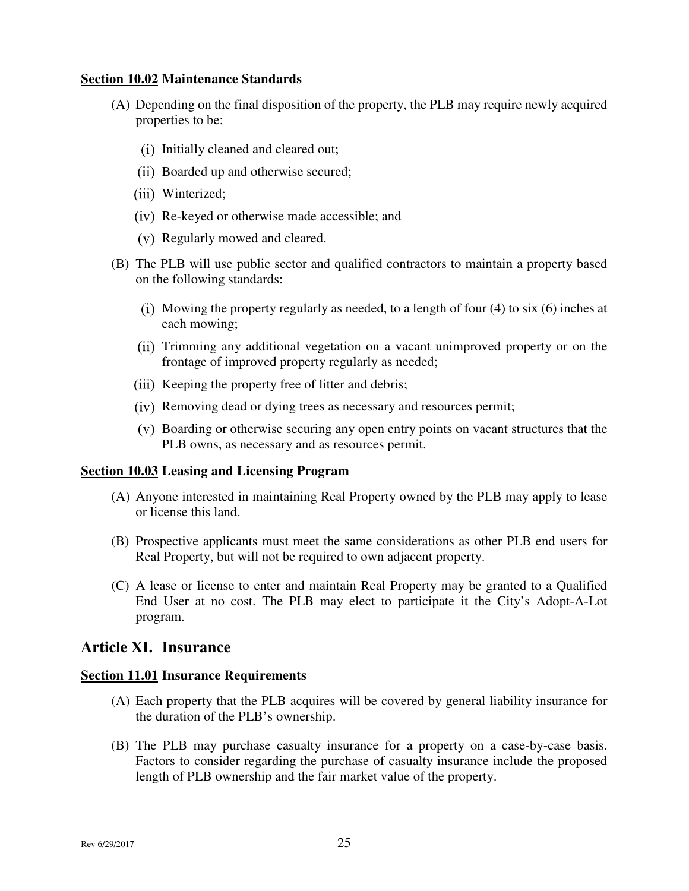**Section 10.02 Maintenance Standards**

(A) Depending on the final disposition of the property, the PLB may require newly acquired properties to be:

(i) Initially cleaned and cleared out;

(ii) Boarded up and otherwise secured;

(iii) Winterized;

(iv) Re-keyed or otherwise made accessible; and

(v) Regularly mowed and cleared.

(B) The PLB will use public sector and qualified contractors to maintain a property based on the following standards:

(i) Mowing the property regularly as needed, to a length of four (4) to six (6) inches at each mowing;

(ii) Trimming any additional vegetation on a vacant unimproved property or on the frontage of improved property regularly as needed;

(iii) Keeping the property free of litter and debris;

(iv) Removing dead or dying trees as necessary and resources permit;

(v) Boarding or otherwise securing any open entry points on vacant structures that the PLB owns, as necessary and as resources permit.

**Section 10.03 Leasing and Licensing Program**

(A) Anyone interested in maintaining Real Property owned by the PLB may apply to lease or license this land.

(B) Prospective applicants must meet the same considerations as other PLB end users for Real Property, but will not be required to own adjacent property.

(C) A lease or license to enter and maintain Real Property may be granted to a Qualified End User at no cost. The PLB may elect to participate it the City's Adopt-A-Lot program.

## Article XI. Insurance

**Section 11.01 Insurance Requirements**

(A) Each property that the PLB acquires will be covered by general liability insurance for the duration of the PLB's ownership.

(B) The PLB may purchase casualty insurance for a property on a case-by-case basis. Factors to consider regarding the purchase of casualty insurance include the proposed length of PLB ownership and the fair market value of the property.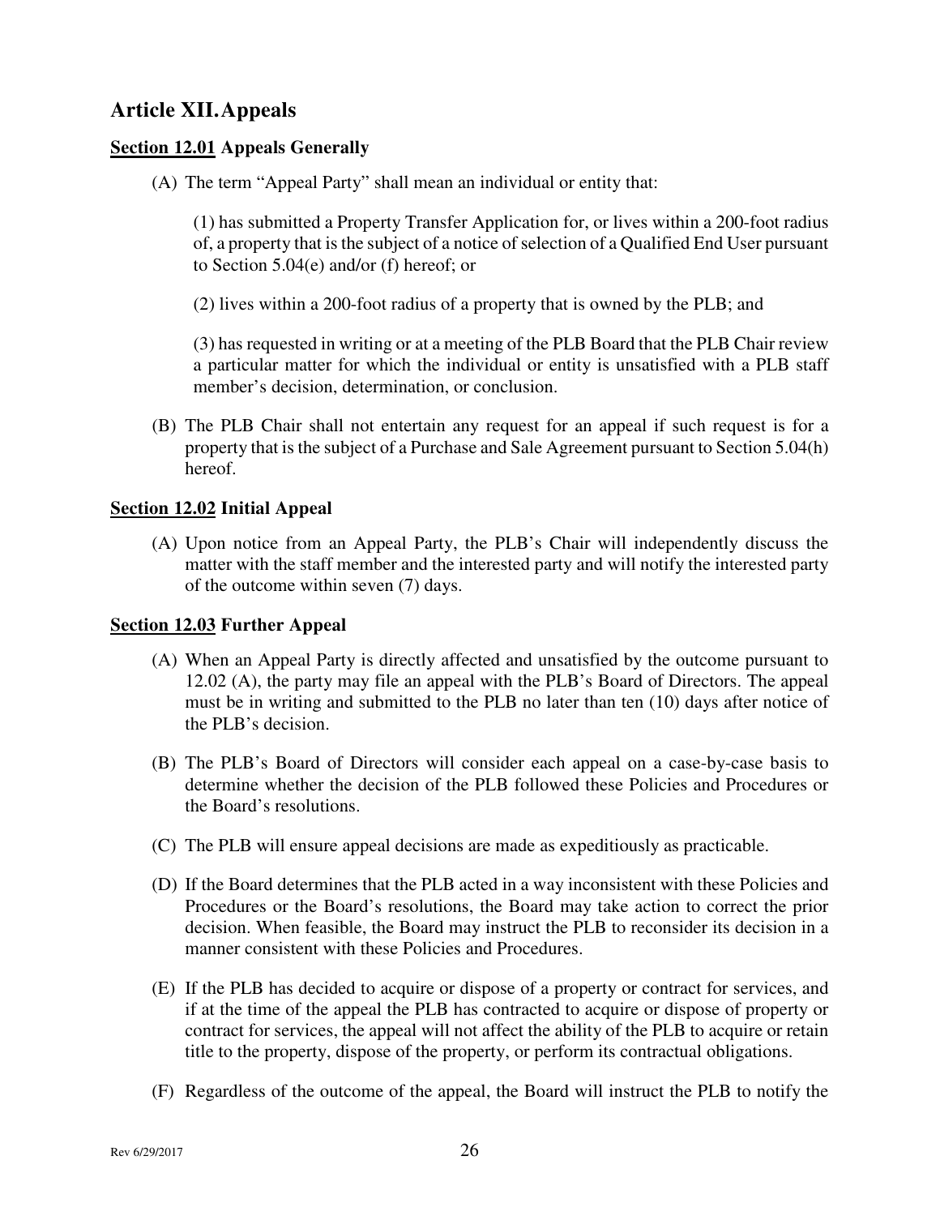## Article XII. Appeals

**Section 12.01 Appeals Generally**

(A) The term "Appeal Party" shall mean an individual or entity that:

(1) has submitted a Property Transfer Application for, or lives within a 200-foot radius of, a property that is the subject of a notice of selection of a Qualified End User pursuant to Section 5.04(e) and/or (f) hereof; or

(2) lives within a 200-foot radius of a property that is owned by the PLB; and

(3) has requested in writing or at a meeting of the PLB Board that the PLB Chair review a particular matter for which the individual or entity is unsatisfied with a PLB staff member's decision, determination, or conclusion.

(B) The PLB Chair shall not entertain any request for an appeal if such request is for a property that is the subject of a Purchase and Sale Agreement pursuant to Section 5.04(h) hereof.

**Section 12.02 Initial Appeal**

(A) Upon notice from an Appeal Party, the PLB's Chair will independently discuss the matter with the staff member and the interested party and will notify the interested party of the outcome within seven (7) days.

**Section 12.03 Further Appeal**

(A) When an Appeal Party is directly affected and unsatisfied by the outcome pursuant to 12.02 (A), the party may file an appeal with the PLB's Board of Directors. The appeal must be in writing and submitted to the PLB no later than ten (10) days after notice of the PLB's decision.

(B) The PLB's Board of Directors will consider each appeal on a case-by-case basis to determine whether the decision of the PLB followed these Policies and Procedures or the Board's resolutions.

(C) The PLB will ensure appeal decisions are made as expeditiously as practicable.

(D) If the Board determines that the PLB acted in a way inconsistent with these Policies and Procedures or the Board's resolutions, the Board may take action to correct the prior decision. When feasible, the Board may instruct the PLB to reconsider its decision in a manner consistent with these Policies and Procedures.

(E) If the PLB has decided to acquire or dispose of a property or contract for services, and if at the time of the appeal the PLB has contracted to acquire or dispose of property or contract for services, the appeal will not affect the ability of the PLB to acquire or retain title to the property, dispose of the property, or perform its contractual obligations.

(F) Regardless of the outcome of the appeal, the Board will instruct the PLB to notify the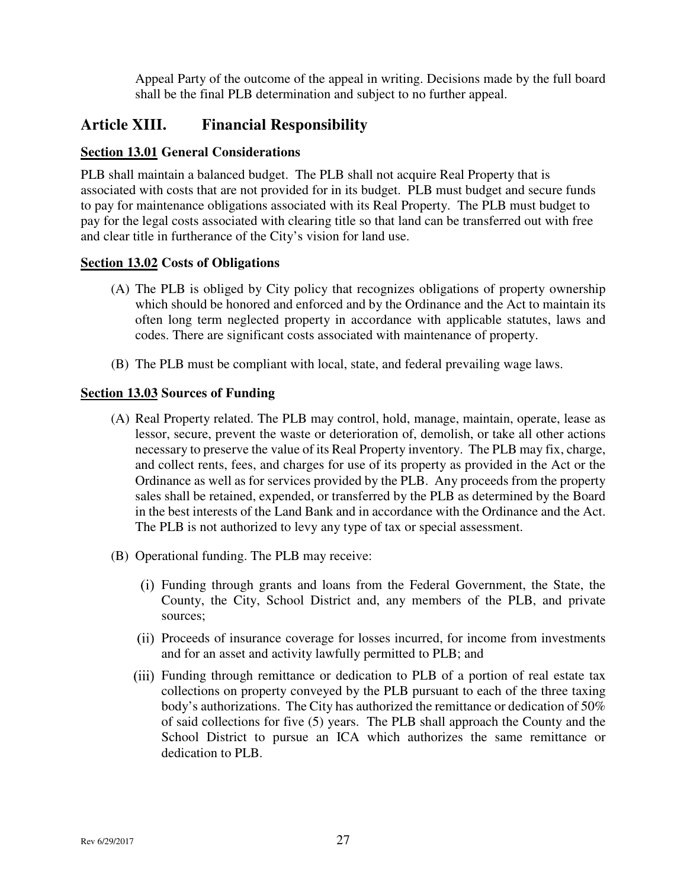Appeal Party of the outcome of the appeal in writing. Decisions made by the full board shall be the final PLB determination and subject to no further appeal.

## Article XIII. Financial Responsibility

### Section 13.01 General Considerations

PLB shall maintain a balanced budget. The PLB shall not acquire Real Property that is associated with costs that are not provided for in its budget. PLB must budget and secure funds to pay for maintenance obligations associated with its Real Property. The PLB must budget to pay for the legal costs associated with clearing title so that land can be transferred out with free and clear title in furtherance of the City's vision for land use.

### Section 13.02 Costs of Obligations

(A) The PLB is obliged by City policy that recognizes obligations of property ownership which should be honored and enforced and by the Ordinance and the Act to maintain its often long term neglected property in accordance with applicable statutes, laws and codes. There are significant costs associated with maintenance of property.

(B) The PLB must be compliant with local, state, and federal prevailing wage laws.

### Section 13.03 Sources of Funding

(A) Real Property related. The PLB may control, hold, manage, maintain, operate, lease as lessor, secure, prevent the waste or deterioration of, demolish, or take all other actions necessary to preserve the value of its Real Property inventory. The PLB may fix, charge, and collect rents, fees, and charges for use of its property as provided in the Act or the Ordinance as well as for services provided by the PLB. Any proceeds from the property sales shall be retained, expended, or transferred by the PLB as determined by the Board in the best interests of the Land Bank and in accordance with the Ordinance and the Act. The PLB is not authorized to levy any type of tax or special assessment.

(B) Operational funding. The PLB may receive:

(i) Funding through grants and loans from the Federal Government, the State, the County, the City, School District and, any members of the PLB, and private sources;

(ii) Proceeds of insurance coverage for losses incurred, for income from investments and for an asset and activity lawfully permitted to PLB; and

(iii) Funding through remittance or dedication to PLB of a portion of real estate tax collections on property conveyed by the PLB pursuant to each of the three taxing body's authorizations. The City has authorized the remittance or dedication of 50% of said collections for five (5) years. The PLB shall approach the County and the School District to pursue an ICA which authorizes the same remittance or dedication to PLB.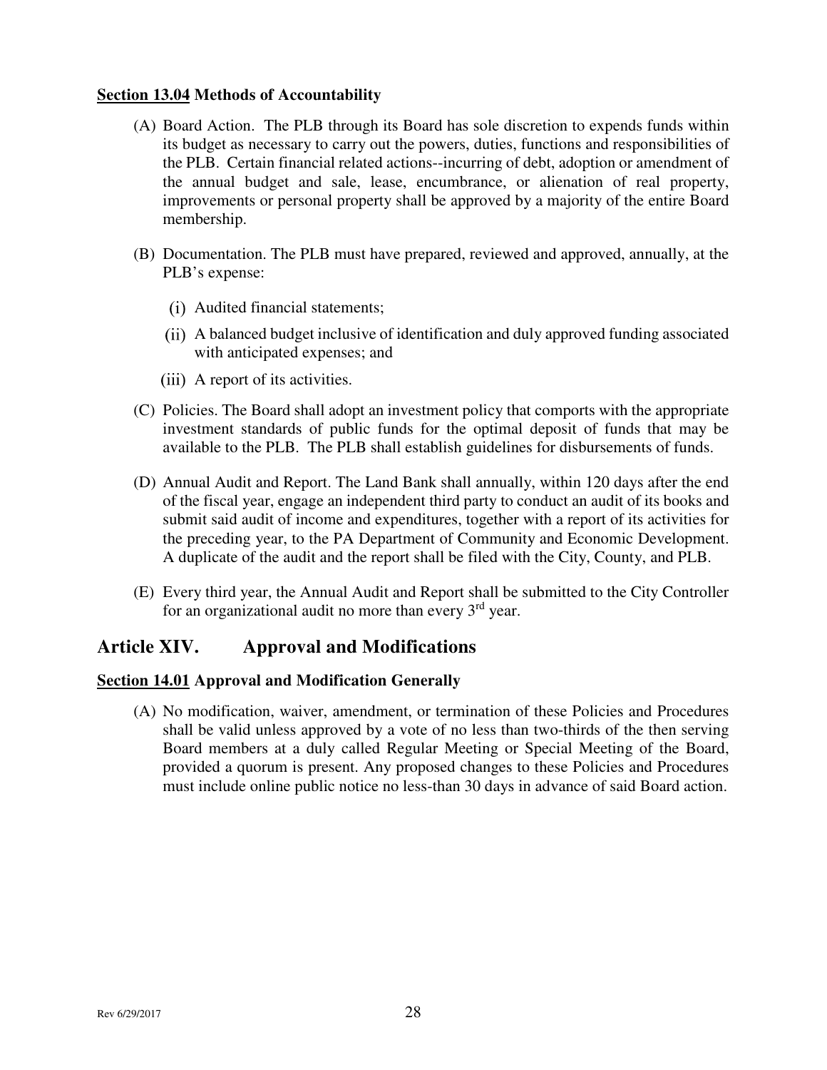**<u>Section 13.04</u> Methods of Accountability**

(A) Board Action. The PLB through its Board has sole discretion to expends funds within its budget as necessary to carry out the powers, duties, functions and responsibilities of the PLB. Certain financial related actions--incurring of debt, adoption or amendment of the annual budget and sale, lease, encumbrance, or alienation of real property, improvements or personal property shall be approved by a majority of the entire Board membership.

(B) Documentation. The PLB must have prepared, reviewed and approved, annually, at the PLB's expense:

  (i) Audited financial statements;

  (ii) A balanced budget inclusive of identification and duly approved funding associated with anticipated expenses; and

  (iii) A report of its activities.

(C) Policies. The Board shall adopt an investment policy that comports with the appropriate investment standards of public funds for the optimal deposit of funds that may be available to the PLB. The PLB shall establish guidelines for disbursements of funds.

(D) Annual Audit and Report. The Land Bank shall annually, within 120 days after the end of the fiscal year, engage an independent third party to conduct an audit of its books and submit said audit of income and expenditures, together with a report of its activities for the preceding year, to the PA Department of Community and Economic Development. A duplicate of the audit and the report shall be filed with the City, County, and PLB.

(E) Every third year, the Annual Audit and Report shall be submitted to the City Controller for an organizational audit no more than every 3rd year.

# Article XIV. Approval and Modifications

**<u>Section 14.01</u> Approval and Modification Generally**

(A) No modification, waiver, amendment, or termination of these Policies and Procedures shall be valid unless approved by a vote of no less than two-thirds of the then serving Board members at a duly called Regular Meeting or Special Meeting of the Board, provided a quorum is present. Any proposed changes to these Policies and Procedures must include online public notice no less-than 30 days in advance of said Board action.